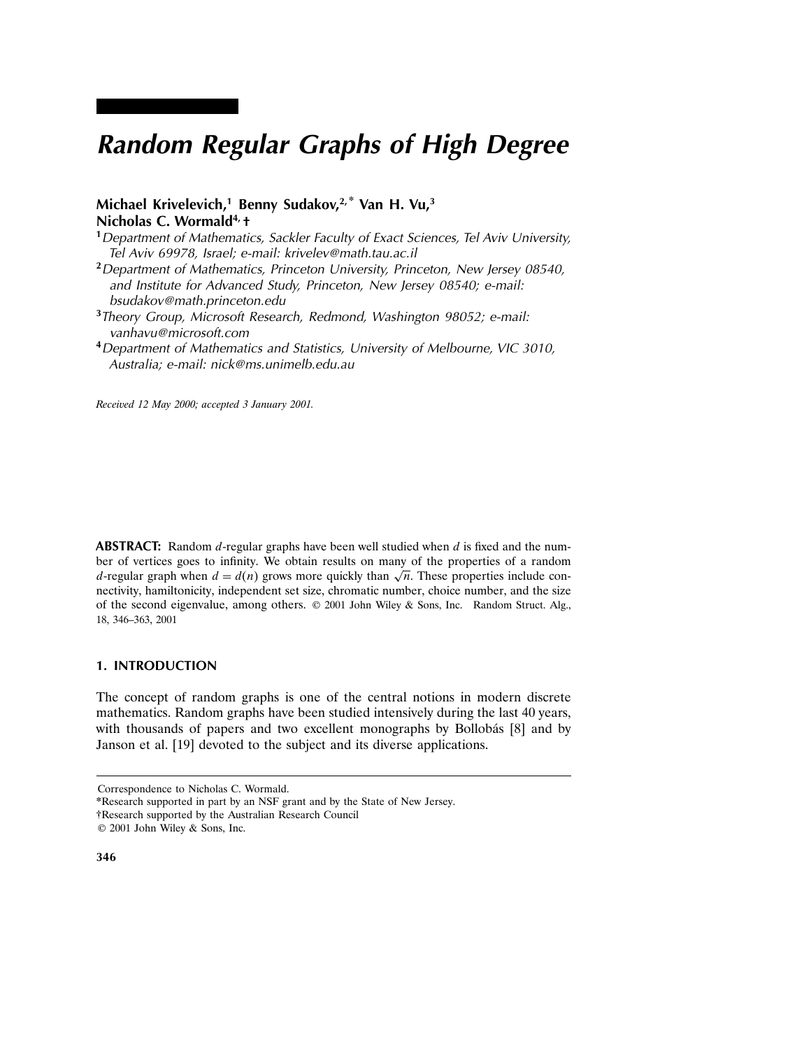# *Random Regular Graphs of High Degree*

**Michael Krivelevich,[1] Benny Sudakov,[2,*] Van H. Vu,[3] Nicholas C. Wormald[4,†]**

[1] *Department of Mathematics, Sackler Faculty of Exact Sciences, Tel Aviv University, Tel Aviv 69978, Israel; e-mail: krivelev@math.tau.ac.il*

[2] *Department of Mathematics, Princeton University, Princeton, New Jersey 08540, and Institute for Advanced Study, Princeton, New Jersey 08540; e-mail: bsudakov@math.princeton.edu*

[3] *Theory Group, Microsoft Research, Redmond, Washington 98052; e-mail: vanhavu@microsoft.com*

[4] *Department of Mathematics and Statistics, University of Melbourne, VIC 3010, Australia; e-mail: nick@ms.unimelb.edu.au*

*Received 12 May 2000; accepted 3 January 2001.*

**ABSTRACT:** Random $d$-regular graphs have been well studied when $d$ is fixed and the number of vertices goes to infinity. We obtain results on many of the properties of a random $d$-regular graph when $d = d(n)$ grows more quickly than $\sqrt{n}$. These properties include connectivity, hamiltonicity, independent set size, chromatic number, choice number, and the size of the second eigenvalue, among others. © 2001 John Wiley & Sons, Inc. Random Struct. Alg., 18, 346–363, 2001

## 1. INTRODUCTION

The concept of random graphs is one of the central notions in modern discrete mathematics. Random graphs have been studied intensively during the last 40 years, with thousands of papers and two excellent monographs by Bollobás [8] and by Janson et al. [19] devoted to the subject and its diverse applications.

Correspondence to Nicholas C. Wormald.

*Research supported in part by an NSF grant and by the State of New Jersey.

†Research supported by the Australian Research Council

© 2001 John Wiley & Sons, Inc.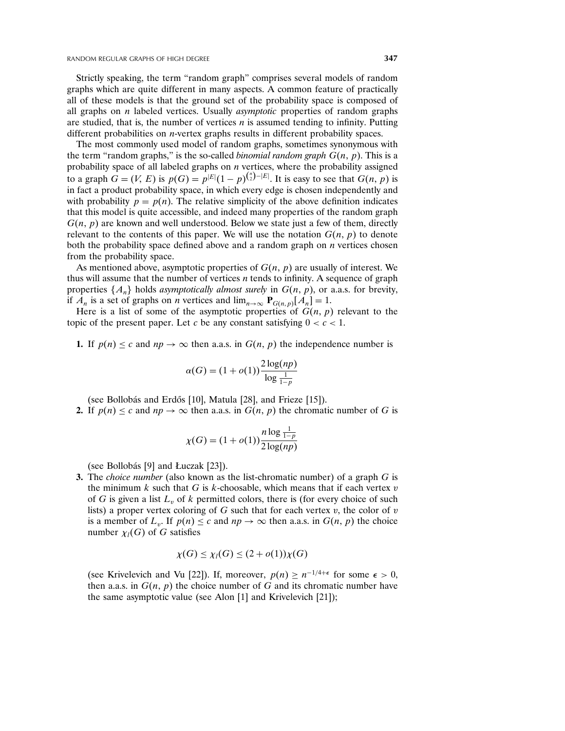Strictly speaking, the term "random graph" comprises several models of random graphs which are quite different in many aspects. A common feature of practically all of these models is that the ground set of the probability space is composed of all graphs on $n$ labeled vertices. Usually *asymptotic* properties of random graphs are studied, that is, the number of vertices $n$ is assumed tending to infinity. Putting different probabilities on $n$-vertex graphs results in different probability spaces.

The most commonly used model of random graphs, sometimes synonymous with the term "random graphs," is the so-called *binomial random graph* $G(n, p)$. This is a probability space of all labeled graphs on $n$ vertices, where the probability assigned to a graph $G = (V, E)$ is $p(G) = p^{|E|}(1-p)^{\binom{n}{2}-|E|}$. It is easy to see that $G(n, p)$ is in fact a product probability space, in which every edge is chosen independently and with probability $p = p(n)$. The relative simplicity of the above definition indicates that this model is quite accessible, and indeed many properties of the random graph $G(n, p)$ are known and well understood. Below we state just a few of them, directly relevant to the contents of this paper. We will use the notation $G(n, p)$ to denote both the probability space defined above and a random graph on $n$ vertices chosen from the probability space.

As mentioned above, asymptotic properties of $G(n, p)$ are usually of interest. We thus will assume that the number of vertices $n$ tends to infinity. A sequence of graph properties $\{A_n\}$ holds *asymptotically almost surely* in $G(n, p)$, or a.a.s. for brevity, if $A_n$ is a set of graphs on $n$ vertices and $\lim_{n\to\infty} \mathbf{P}_{G(n,p)}[A_n] = 1$.

Here is a list of some of the asymptotic properties of $G(n, p)$ relevant to the topic of the present paper. Let $c$ be any constant satisfying $0 < c < 1$.

**1.** If $p(n) \le c$ and $np \to \infty$ then a.a.s. in $G(n, p)$ the independence number is

$$\alpha(G) = (1 + o(1))\frac{2\log(np)}{\log\frac{1}{1-p}}$$

(see Bollobás and Erdős [10], Matula [28], and Frieze [15]).

**2.** If $p(n) \le c$ and $np \to \infty$ then a.a.s. in $G(n, p)$ the chromatic number of $G$ is

$$\chi(G) = (1 + o(1))\frac{n\log\frac{1}{1-p}}{2\log(np)}$$

(see Bollobás [9] and Łuczak [23]).

**3.** The *choice number* (also known as the list-chromatic number) of a graph $G$ is the minimum $k$ such that $G$ is $k$-choosable, which means that if each vertex $v$ of $G$ is given a list $L_v$ of $k$ permitted colors, there is (for every choice of such lists) a proper vertex coloring of $G$ such that for each vertex $v$, the color of $v$ is a member of $L_v$. If $p(n) \le c$ and $np \to \infty$ then a.a.s. in $G(n, p)$ the choice number $\chi_l(G)$ of $G$ satisfies

$$\chi(G) \le \chi_l(G) \le (2 + o(1))\chi(G)$$

(see Krivelevich and Vu [22]). If, moreover, $p(n) \ge n^{-1/4+\epsilon}$ for some $\epsilon > 0$, then a.a.s. in $G(n, p)$ the choice number of $G$ and its chromatic number have the same asymptotic value (see Alon [1] and Krivelevich [21]);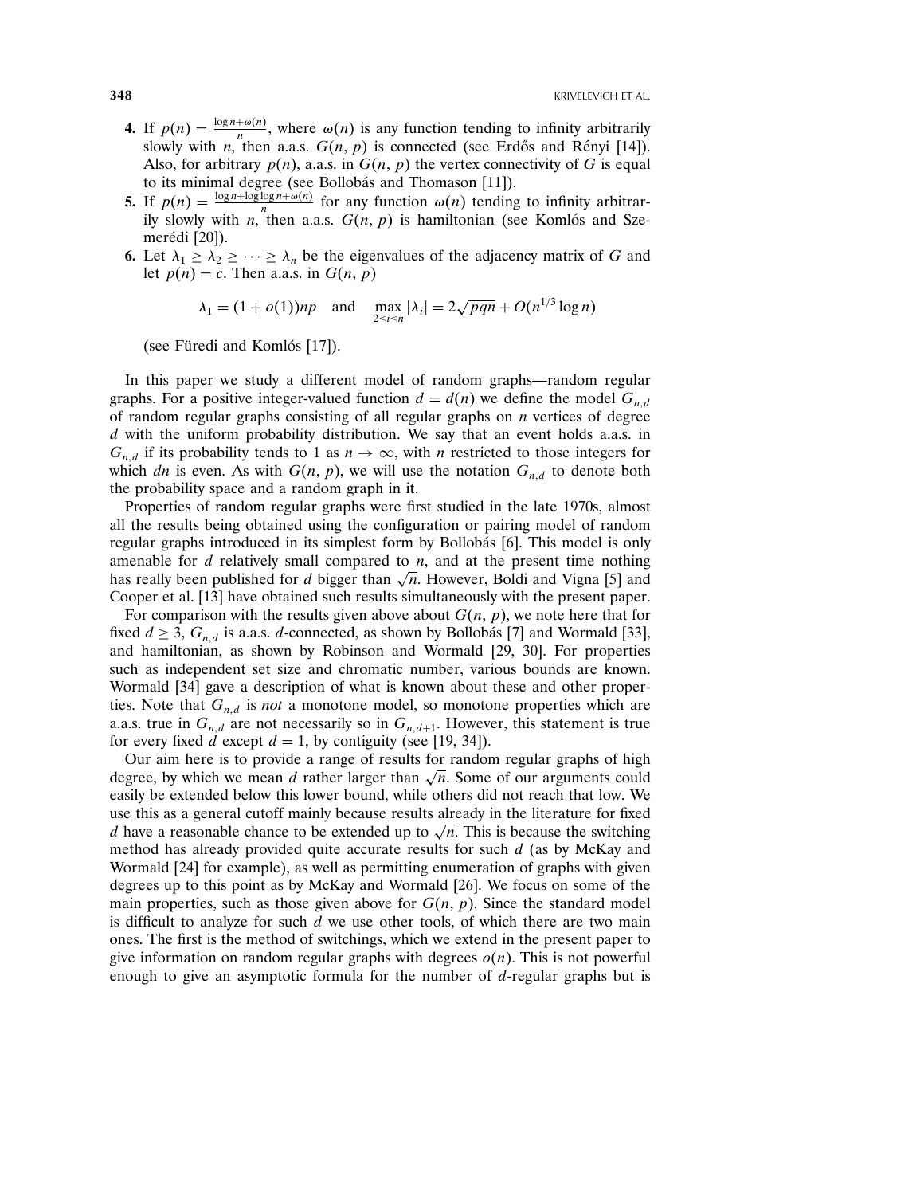4. If $p(n) = \frac{\log n + \omega(n)}{n}$, where $\omega(n)$ is any function tending to infinity arbitrarily slowly with $n$, then a.a.s. $G(n, p)$ is connected (see Erdős and Rényi [14]). Also, for arbitrary $p(n)$, a.a.s. in $G(n, p)$ the vertex connectivity of $G$ is equal to its minimal degree (see Bollobás and Thomason [11]).
5. If $p(n) = \frac{\log n + \log\log n + \omega(n)}{n}$ for any function $\omega(n)$ tending to infinity arbitrarily slowly with $n$, then a.a.s. $G(n, p)$ is hamiltonian (see Komlós and Szemerédi [20]).
6. Let $\lambda_1 \geq \lambda_2 \geq \cdots \geq \lambda_n$ be the eigenvalues of the adjacency matrix of $G$ and let $p(n) = c$. Then a.a.s. in $G(n, p)$

$$\lambda_1 = (1 + o(1))np \quad \text{and} \quad \max_{2 \leq i \leq n} |\lambda_i| = 2\sqrt{pqn} + O(n^{1/3} \log n)$$

(see Füredi and Komlós [17]).

In this paper we study a different model of random graphs—random regular graphs. For a positive integer-valued function $d = d(n)$ we define the model $G_{n,d}$ of random regular graphs consisting of all regular graphs on $n$ vertices of degree $d$ with the uniform probability distribution. We say that an event holds a.a.s. in $G_{n,d}$ if its probability tends to 1 as $n \to \infty$, with $n$ restricted to those integers for which $dn$ is even. As with $G(n, p)$, we will use the notation $G_{n,d}$ to denote both the probability space and a random graph in it.

Properties of random regular graphs were first studied in the late 1970s, almost all the results being obtained using the configuration or pairing model of random regular graphs introduced in its simplest form by Bollobás [6]. This model is only amenable for $d$ relatively small compared to $n$, and at the present time nothing has really been published for $d$ bigger than $\sqrt{n}$. However, Boldi and Vigna [5] and Cooper et al. [13] have obtained such results simultaneously with the present paper.

For comparison with the results given above about $G(n, p)$, we note here that for fixed $d \geq 3$, $G_{n,d}$ is a.a.s. $d$-connected, as shown by Bollobás [7] and Wormald [33], and hamiltonian, as shown by Robinson and Wormald [29, 30]. For properties such as independent set size and chromatic number, various bounds are known. Wormald [34] gave a description of what is known about these and other properties. Note that $G_{n,d}$ is *not* a monotone model, so monotone properties which are a.a.s. true in $G_{n,d}$ are not necessarily so in $G_{n,d+1}$. However, this statement is true for every fixed $d$ except $d = 1$, by contiguity (see [19, 34]).

Our aim here is to provide a range of results for random regular graphs of high degree, by which we mean $d$ rather larger than $\sqrt{n}$. Some of our arguments could easily be extended below this lower bound, while others did not reach that low. We use this as a general cutoff mainly because results already in the literature for fixed $d$ have a reasonable chance to be extended up to $\sqrt{n}$. This is because the switching method has already provided quite accurate results for such $d$ (as by McKay and Wormald [24] for example), as well as permitting enumeration of graphs with given degrees up to this point as by McKay and Wormald [26]. We focus on some of the main properties, such as those given above for $G(n, p)$. Since the standard model is difficult to analyze for such $d$ we use other tools, of which there are two main ones. The first is the method of switchings, which we extend in the present paper to give information on random regular graphs with degrees $o(n)$. This is not powerful enough to give an asymptotic formula for the number of $d$-regular graphs but is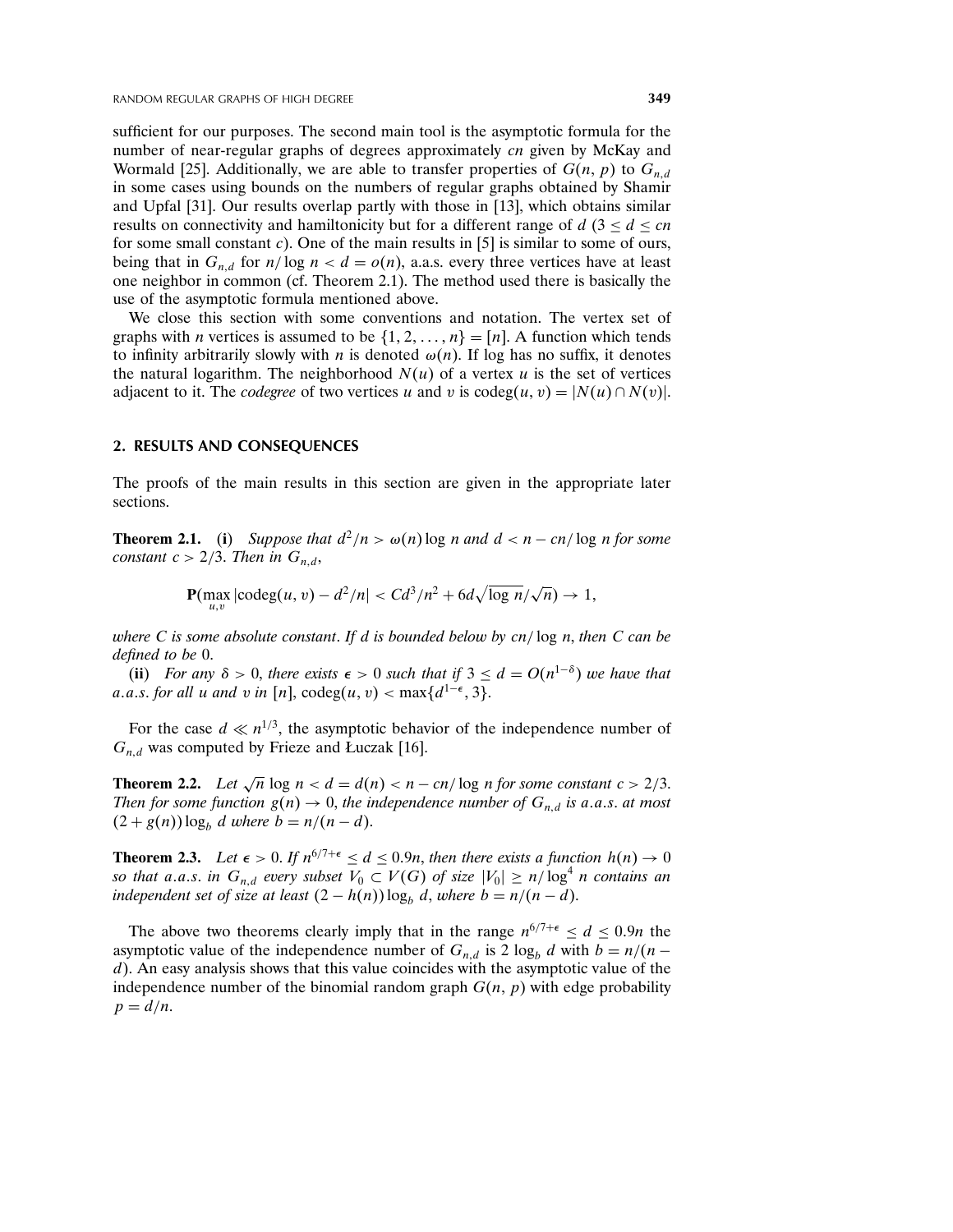sufficient for our purposes. The second main tool is the asymptotic formula for the number of near-regular graphs of degrees approximately $cn$ given by McKay and Wormald [25]. Additionally, we are able to transfer properties of $G(n, p)$ to $G_{n,d}$ in some cases using bounds on the numbers of regular graphs obtained by Shamir and Upfal [31]. Our results overlap partly with those in [13], which obtains similar results on connectivity and hamiltonicity but for a different range of $d$ ($3 \leq d \leq cn$ for some small constant $c$). One of the main results in [5] is similar to some of ours, being that in $G_{n,d}$ for $n/\log n < d = o(n)$, a.a.s. every three vertices have at least one neighbor in common (cf. Theorem 2.1). The method used there is basically the use of the asymptotic formula mentioned above.

We close this section with some conventions and notation. The vertex set of graphs with $n$ vertices is assumed to be $\{1, 2, \ldots, n\} = [n]$. A function which tends to infinity arbitrarily slowly with $n$ is denoted $\omega(n)$. If log has no suffix, it denotes the natural logarithm. The neighborhood $N(u)$ of a vertex $u$ is the set of vertices adjacent to it. The *codegree* of two vertices $u$ and $v$ is $\text{codeg}(u, v) = |N(u) \cap N(v)|$.

## 2. RESULTS AND CONSEQUENCES

The proofs of the main results in this section are given in the appropriate later sections.

**Theorem 2.1.** **(i)** *Suppose that $d^2/n > \omega(n) \log n$ and $d < n - cn/\log n$ for some constant $c > 2/3$. Then in $G_{n,d}$,*

$$\mathbf{P}(\max_{u,v} |\text{codeg}(u, v) - d^2/n| < Cd^3/n^2 + 6d\sqrt{\log n}/\sqrt{n}) \to 1,$$

*where $C$ is some absolute constant. If $d$ is bounded below by $cn/\log n$, then $C$ can be defined to be 0.*

**(ii)** *For any $\delta > 0$, there exists $\epsilon > 0$ such that if $3 \leq d = O(n^{1-\delta})$ we have that a.a.s. for all $u$ and $v$ in $[n]$, $\text{codeg}(u, v) < \max\{d^{1-\epsilon}, 3\}$.*

For the case $d \ll n^{1/3}$, the asymptotic behavior of the independence number of $G_{n,d}$ was computed by Frieze and Łuczak [16].

**Theorem 2.2.** *Let $\sqrt{n} \log n < d = d(n) < n - cn/\log n$ for some constant $c > 2/3$. Then for some function $g(n) \to 0$, the independence number of $G_{n,d}$ is a.a.s. at most $(2 + g(n)) \log_b d$ where $b = n/(n - d)$.*

**Theorem 2.3.** *Let $\epsilon > 0$. If $n^{6/7+\epsilon} \leq d \leq 0.9n$, then there exists a function $h(n) \to 0$ so that a.a.s. in $G_{n,d}$ every subset $V_0 \subset V(G)$ of size $|V_0| \geq n/\log^4 n$ contains an independent set of size at least $(2 - h(n)) \log_b d$, where $b = n/(n - d)$.*

The above two theorems clearly imply that in the range $n^{6/7+\epsilon} \leq d \leq 0.9n$ the asymptotic value of the independence number of $G_{n,d}$ is $2 \log_b d$ with $b = n/(n - d)$. An easy analysis shows that this value coincides with the asymptotic value of the independence number of the binomial random graph $G(n, p)$ with edge probability $p = d/n$.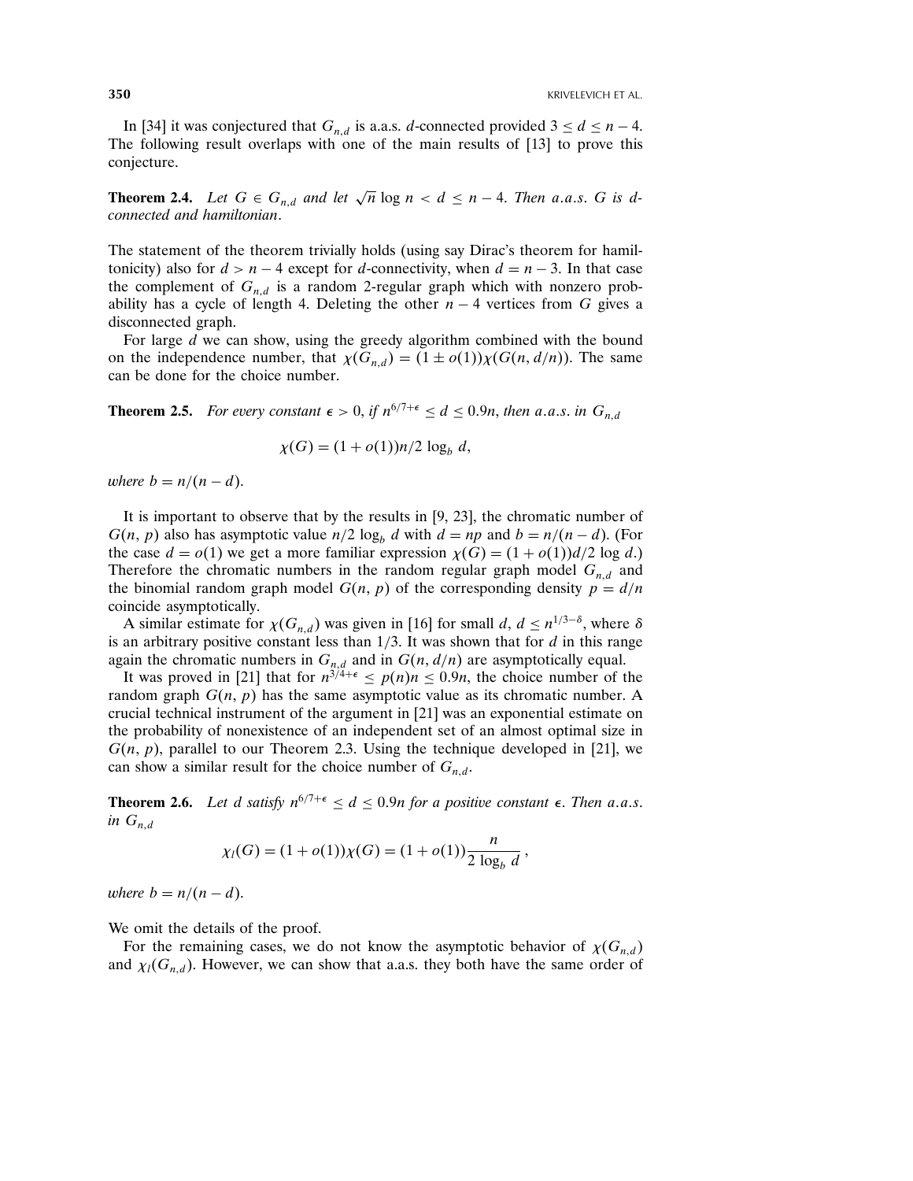In [34] it was conjectured that $G_{n,d}$ is a.a.s. $d$-connected provided $3 \le d \le n-4$. The following result overlaps with one of the main results of [13] to prove this conjecture.

**Theorem 2.4.** *Let $G \in G_{n,d}$ and let $\sqrt{n}\log n < d \le n-4$. Then a.a.s. $G$ is $d$-connected and hamiltonian.*

The statement of the theorem trivially holds (using say Dirac's theorem for hamiltonticity) also for $d > n-4$ except for $d$-connectivity, when $d = n-3$. In that case the complement of $G_{n,d}$ is a random 2-regular graph which with nonzero probability has a cycle of length 4. Deleting the other $n-4$ vertices from $G$ gives a disconnected graph.

For large $d$ we can show, using the greedy algorithm combined with the bound on the independence number, that $\chi(G_{n,d}) = (1 \pm o(1))\chi(G(n, d/n))$. The same can be done for the choice number.

**Theorem 2.5.** *For every constant $\epsilon > 0$, if $n^{6/7+\epsilon} \le d \le 0.9n$, then a.a.s. in $G_{n,d}$*

$$\chi(G) = (1 + o(1))n/2\log_b d,$$

*where $b = n/(n-d)$.*

It is important to observe that by the results in [9, 23], the chromatic number of $G(n, p)$ also has asymptotic value $n/2\log_b d$ with $d = np$ and $b = n/(n-d)$. (For the case $d = o(1)$ we get a more familiar expression $\chi(G) = (1 + o(1))d/2\log d$.) Therefore the chromatic numbers in the random regular graph model $G_{n,d}$ and the binomial random graph model $G(n, p)$ of the corresponding density $p = d/n$ coincide asymptotically.

A similar estimate for $\chi(G_{n,d})$ was given in [16] for small $d$, $d \le n^{1/3-\delta}$, where $\delta$ is an arbitrary positive constant less than $1/3$. It was shown that for $d$ in this range again the chromatic numbers in $G_{n,d}$ and in $G(n, d/n)$ are asymptotically equal.

It was proved in [21] that for $n^{3/4+\epsilon} \le p(n)n \le 0.9n$, the choice number of the random graph $G(n, p)$ has the same asymptotic value as its chromatic number. A crucial technical instrument of the argument in [21] was an exponential estimate on the probability of nonexistence of an independent set of an almost optimal size in $G(n, p)$, parallel to our Theorem 2.3. Using the technique developed in [21], we can show a similar result for the choice number of $G_{n,d}$.

**Theorem 2.6.** *Let $d$ satisfy $n^{6/7+\epsilon} \le d \le 0.9n$ for a positive constant $\epsilon$. Then a.a.s. in $G_{n,d}$*

$$\chi_l(G) = (1 + o(1))\chi(G) = (1 + o(1))\frac{n}{2\log_b d},$$

*where $b = n/(n-d)$.*

We omit the details of the proof.

For the remaining cases, we do not know the asymptotic behavior of $\chi(G_{n,d})$ and $\chi_l(G_{n,d})$. However, we can show that a.a.s. they both have the same order of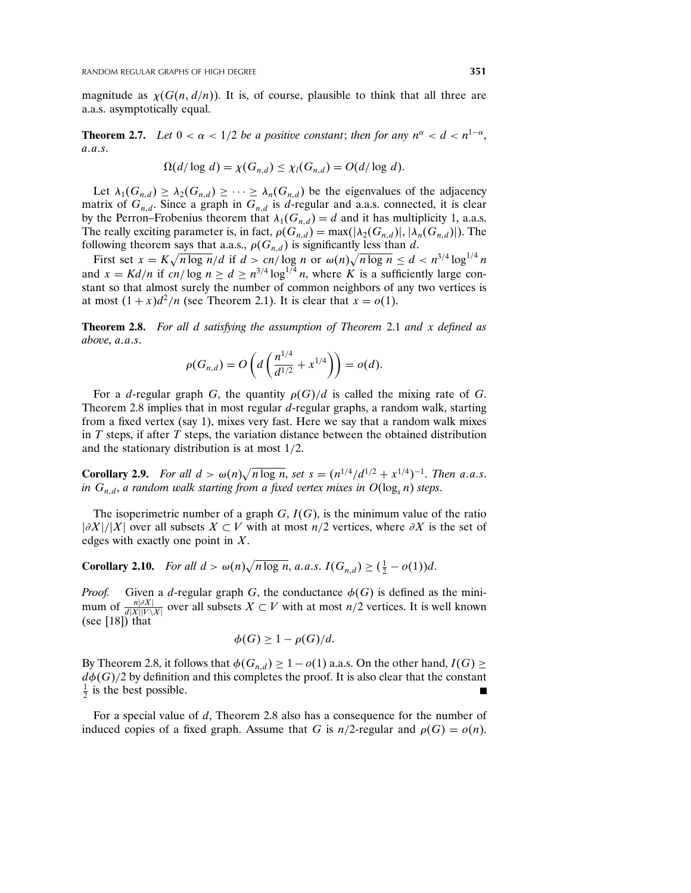magnitude as $\chi(G(n, d/n))$. It is, of course, plausible to think that all three are a.a.s. asymptotically equal.

**Theorem 2.7.** *Let $0 < \alpha < 1/2$ be a positive constant; then for any $n^\alpha < d < n^{1-\alpha}$, a.a.s.*

$$\Omega(d/\log d) = \chi(G_{n,d}) \le \chi_l(G_{n,d}) = O(d/\log d).$$

Let $\lambda_1(G_{n,d}) \ge \lambda_2(G_{n,d}) \ge \cdots \ge \lambda_n(G_{n,d})$ be the eigenvalues of the adjacency matrix of $G_{n,d}$. Since a graph in $G_{n,d}$ is $d$-regular and a.a.s. connected, it is clear by the Perron–Frobenius theorem that $\lambda_1(G_{n,d}) = d$ and it has multiplicity 1, a.a.s. The really exciting parameter is, in fact, $\rho(G_{n,d}) = \max(|\lambda_2(G_{n,d})|, |\lambda_n(G_{n,d})|)$. The following theorem says that a.a.s., $\rho(G_{n,d})$ is significantly less than $d$.

First set $x = K\sqrt{n \log n}/d$ if $d > cn/\log n$ or $\omega(n)\sqrt{n \log n} \le d < n^{3/4} \log^{1/4} n$ and $x = Kd/n$ if $cn/\log n \ge d \ge n^{3/4} \log^{1/4} n$, where $K$ is a sufficiently large constant so that almost surely the number of common neighbors of any two vertices is at most $(1+x)d^2/n$ (see Theorem 2.1). It is clear that $x = o(1)$.

**Theorem 2.8.** *For all $d$ satisfying the assumption of Theorem 2.1 and $x$ defined as above, a.a.s.*

$$\rho(G_{n,d}) = O\left(d\left(\frac{n^{1/4}}{d^{1/2}} + x^{1/4}\right)\right) = o(d).$$

For a $d$-regular graph $G$, the quantity $\rho(G)/d$ is called the mixing rate of $G$. Theorem 2.8 implies that in most regular $d$-regular graphs, a random walk, starting from a fixed vertex (say 1), mixes very fast. Here we say that a random walk mixes in $T$ steps, if after $T$ steps, the variation distance between the obtained distribution and the stationary distribution is at most $1/2$.

**Corollary 2.9.** *For all $d > \omega(n)\sqrt{n \log n}$, set $s = (n^{1/4}/d^{1/2} + x^{1/4})^{-1}$. Then a.a.s. in $G_{n,d}$, a random walk starting from a fixed vertex mixes in $O(\log_s n)$ steps.*

The isoperimetric number of a graph $G$, $I(G)$, is the minimum value of the ratio $|\partial X|/|X|$ over all subsets $X \subset V$ with at most $n/2$ vertices, where $\partial X$ is the set of edges with exactly one point in $X$.

**Corollary 2.10.** *For all $d > \omega(n)\sqrt{n \log n}$, a.a.s. $I(G_{n,d}) \ge (\frac{1}{2} - o(1))d$.*

*Proof.* Given a $d$-regular graph $G$, the conductance $\phi(G)$ is defined as the minimum of $\frac{n|\partial X|}{d|X||V \setminus X|}$ over all subsets $X \subset V$ with at most $n/2$ vertices. It is well known (see [18]) that

$$\phi(G) \ge 1 - \rho(G)/d.$$

By Theorem 2.8, it follows that $\phi(G_{n,d}) \ge 1 - o(1)$ a.a.s. On the other hand, $I(G) \ge d\phi(G)/2$ by definition and this completes the proof. It is also clear that the constant $\frac{1}{2}$ is the best possible. ∎

For a special value of $d$, Theorem 2.8 also has a consequence for the number of induced copies of a fixed graph. Assume that $G$ is $n/2$-regular and $\rho(G) = o(n)$.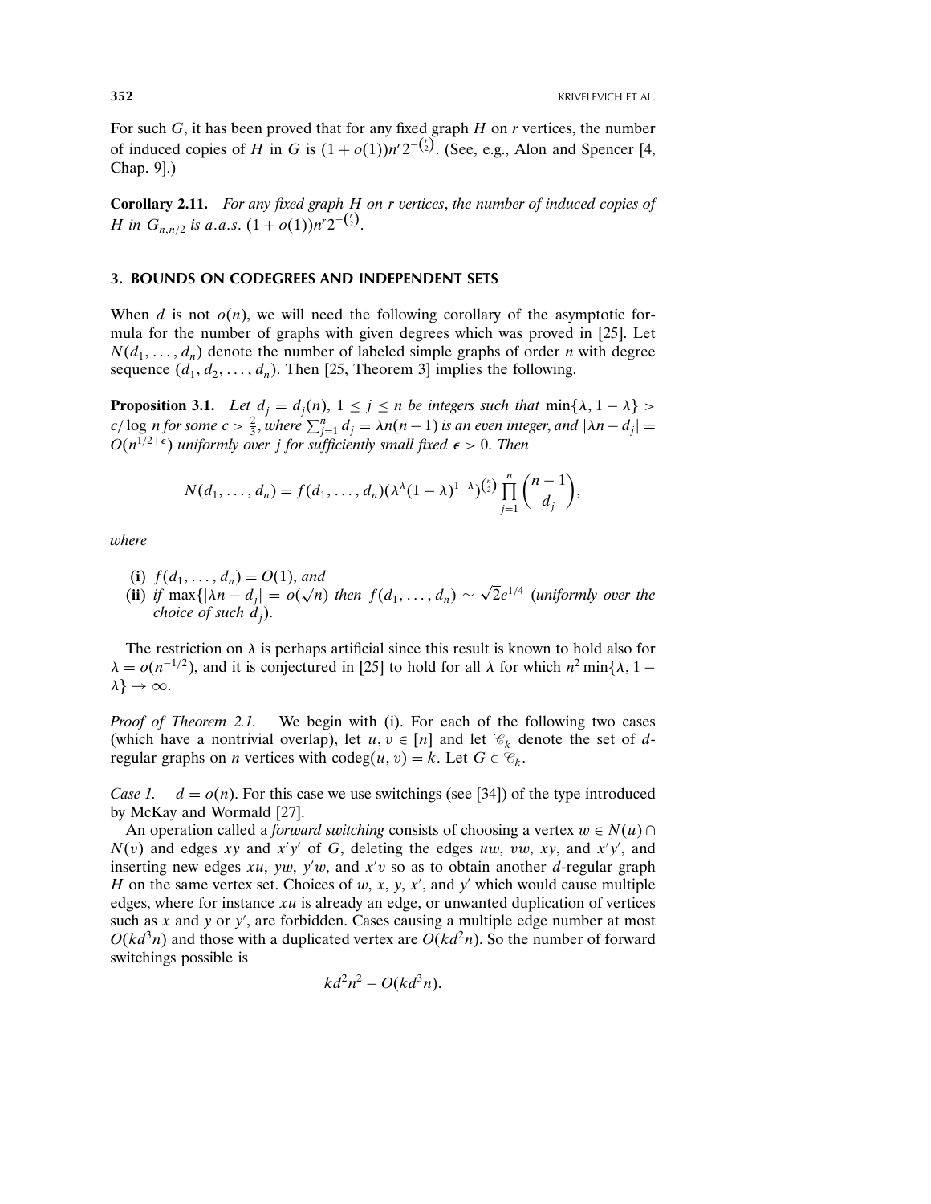For such $G$, it has been proved that for any fixed graph $H$ on $r$ vertices, the number of induced copies of $H$ in $G$ is $(1+o(1))n^r 2^{-\binom{r}{2}}$. (See, e.g., Alon and Spencer [4, Chap. 9].)

**Corollary 2.11.** *For any fixed graph $H$ on $r$ vertices, the number of induced copies of $H$ in $G_{n,n/2}$ is a.a.s. $(1+o(1))n^r 2^{-\binom{r}{2}}$.*

## 3. BOUNDS ON CODEGREES AND INDEPENDENT SETS

When $d$ is not $o(n)$, we will need the following corollary of the asymptotic formula for the number of graphs with given degrees which was proved in [25]. Let $N(d_1, \ldots, d_n)$ denote the number of labeled simple graphs of order $n$ with degree sequence $(d_1, d_2, \ldots, d_n)$. Then [25, Theorem 3] implies the following.

**Proposition 3.1.** *Let $d_j = d_j(n)$, $1 \le j \le n$ be integers such that $\min\{\lambda, 1-\lambda\} > c/\log n$ for some $c > \frac{2}{3}$, where $\sum_{j=1}^n d_j = \lambda n(n-1)$ is an even integer, and $|\lambda n - d_j| = O(n^{1/2+\epsilon})$ uniformly over $j$ for sufficiently small fixed $\epsilon > 0$. Then*

$$N(d_1, \ldots, d_n) = f(d_1, \ldots, d_n)(\lambda^\lambda (1-\lambda)^{1-\lambda})^{\binom{n}{2}} \prod_{j=1}^n \binom{n-1}{d_j},$$

*where*

- **(i)** *$f(d_1, \ldots, d_n) = O(1)$, and*
- **(ii)** *if $\max\{|\lambda n - d_j| = o(\sqrt{n})$ then $f(d_1, \ldots, d_n) \sim \sqrt{2}e^{1/4}$ (uniformly over the choice of such $d_j$).*

The restriction on $\lambda$ is perhaps artificial since this result is known to hold also for $\lambda = o(n^{-1/2})$, and it is conjectured in [25] to hold for all $\lambda$ for which $n^2 \min\{\lambda, 1-\lambda\} \to \infty$.

*Proof of Theorem 2.1.* We begin with (i). For each of the following two cases (which have a nontrivial overlap), let $u, v \in [n]$ and let $\mathscr{C}_k$ denote the set of $d$-regular graphs on $n$ vertices with $\mathrm{codeg}(u, v) = k$. Let $G \in \mathscr{C}_k$.

*Case 1.* $d = o(n)$. For this case we use switchings (see [34]) of the type introduced by McKay and Wormald [27].

An operation called a *forward switching* consists of choosing a vertex $w \in N(u) \cap N(v)$ and edges $xy$ and $x'y'$ of $G$, deleting the edges $uw$, $vw$, $xy$, and $x'y'$, and inserting new edges $xu$, $yw$, $y'w$, and $x'v$ so as to obtain another $d$-regular graph $H$ on the same vertex set. Choices of $w$, $x$, $y$, $x'$, and $y'$ which would cause multiple edges, where for instance $xu$ is already an edge, or unwanted duplication of vertices such as $x$ and $y$ or $y'$, are forbidden. Cases causing a multiple edge number at most $O(kd^3n)$ and those with a duplicated vertex are $O(kd^2n)$. So the number of forward switchings possible is

$$kd^2n^2 - O(kd^3n).$$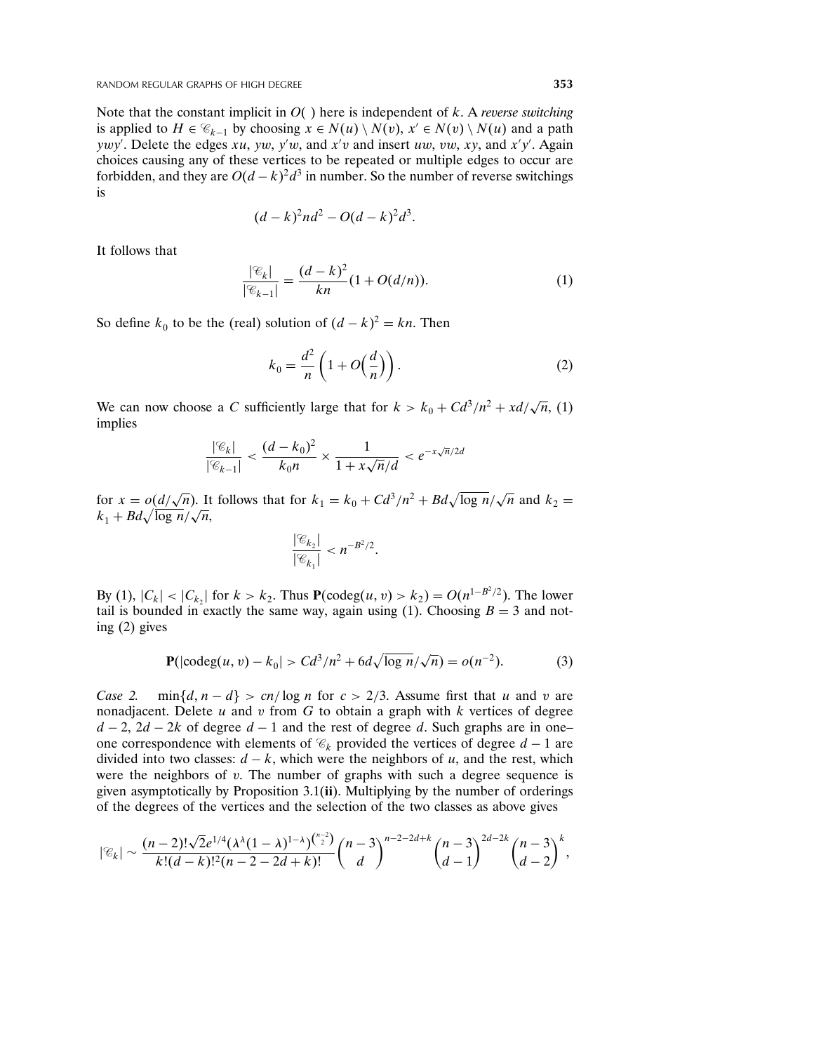Note that the constant implicit in $O(\,)$ here is independent of $k$. A *reverse switching* is applied to $H \in \mathscr{C}_{k-1}$ by choosing $x \in N(u) \setminus N(v)$, $x' \in N(v) \setminus N(u)$ and a path $ywy'$. Delete the edges $xu$, $yw$, $y'w$, and $x'v$ and insert $uw$, $vw$, $xy$, and $x'y'$. Again choices causing any of these vertices to be repeated or multiple edges to occur are forbidden, and they are $O(d-k)^2 d^3$ in number. So the number of reverse switchings is

$$(d-k)^2 nd^2 - O(d-k)^2 d^3.$$

It follows that

$$\frac{|\mathscr{C}_k|}{|\mathscr{C}_{k-1}|} = \frac{(d-k)^2}{kn}(1 + O(d/n)). \tag{1}$$

So define $k_0$ to be the (real) solution of $(d-k)^2 = kn$. Then

$$k_0 = \frac{d^2}{n}\left(1 + O\Big(\frac{d}{n}\Big)\right). \tag{2}$$

We can now choose a $C$ sufficiently large that for $k > k_0 + Cd^3/n^2 + xd/\sqrt{n}$, (1) implies

$$\frac{|\mathscr{C}_k|}{|\mathscr{C}_{k-1}|} < \frac{(d-k_0)^2}{k_0 n} \times \frac{1}{1 + x\sqrt{n}/d} < e^{-x\sqrt{n}/2d}$$

for $x = o(d/\sqrt{n})$. It follows that for $k_1 = k_0 + Cd^3/n^2 + Bd\sqrt{\log n}/\sqrt{n}$ and $k_2 = k_1 + Bd\sqrt{\log n}/\sqrt{n}$,

$$\frac{|\mathscr{C}_{k_2}|}{|\mathscr{C}_{k_1}|} < n^{-B^2/2}.$$

By (1), $|C_k| < |C_{k_2}|$ for $k > k_2$. Thus $\mathbf{P}(\operatorname{codeg}(u,v) > k_2) = O(n^{1-B^2/2})$. The lower tail is bounded in exactly the same way, again using (1). Choosing $B = 3$ and noting (2) gives

$$\mathbf{P}(|\operatorname{codeg}(u,v) - k_0| > Cd^3/n^2 + 6d\sqrt{\log n}/\sqrt{n}) = o(n^{-2}). \tag{3}$$

*Case 2.* $\min\{d, n-d\} > cn/\log n$ for $c > 2/3$. Assume first that $u$ and $v$ are nonadjacent. Delete $u$ and $v$ from $G$ to obtain a graph with $k$ vertices of degree $d-2$, $2d-2k$ of degree $d-1$ and the rest of degree $d$. Such graphs are in one–one correspondence with elements of $\mathscr{C}_k$ provided the vertices of degree $d-1$ are divided into two classes: $d-k$, which were the neighbors of $u$, and the rest, which were the neighbors of $v$. The number of graphs with such a degree sequence is given asymptotically by Proposition 3.1(**ii**). Multiplying by the number of orderings of the degrees of the vertices and the selection of the two classes as above gives

$$|\mathscr{C}_k| \sim \frac{(n-2)!\sqrt{2}e^{1/4}(\lambda^\lambda(1-\lambda)^{1-\lambda})^{\binom{n-2}{2}}}{k!(d-k)!^2(n-2-2d+k)!}\binom{n-3}{d}^{n-2-2d+k}\binom{n-3}{d-1}^{2d-2k}\binom{n-3}{d-2}^{k},$$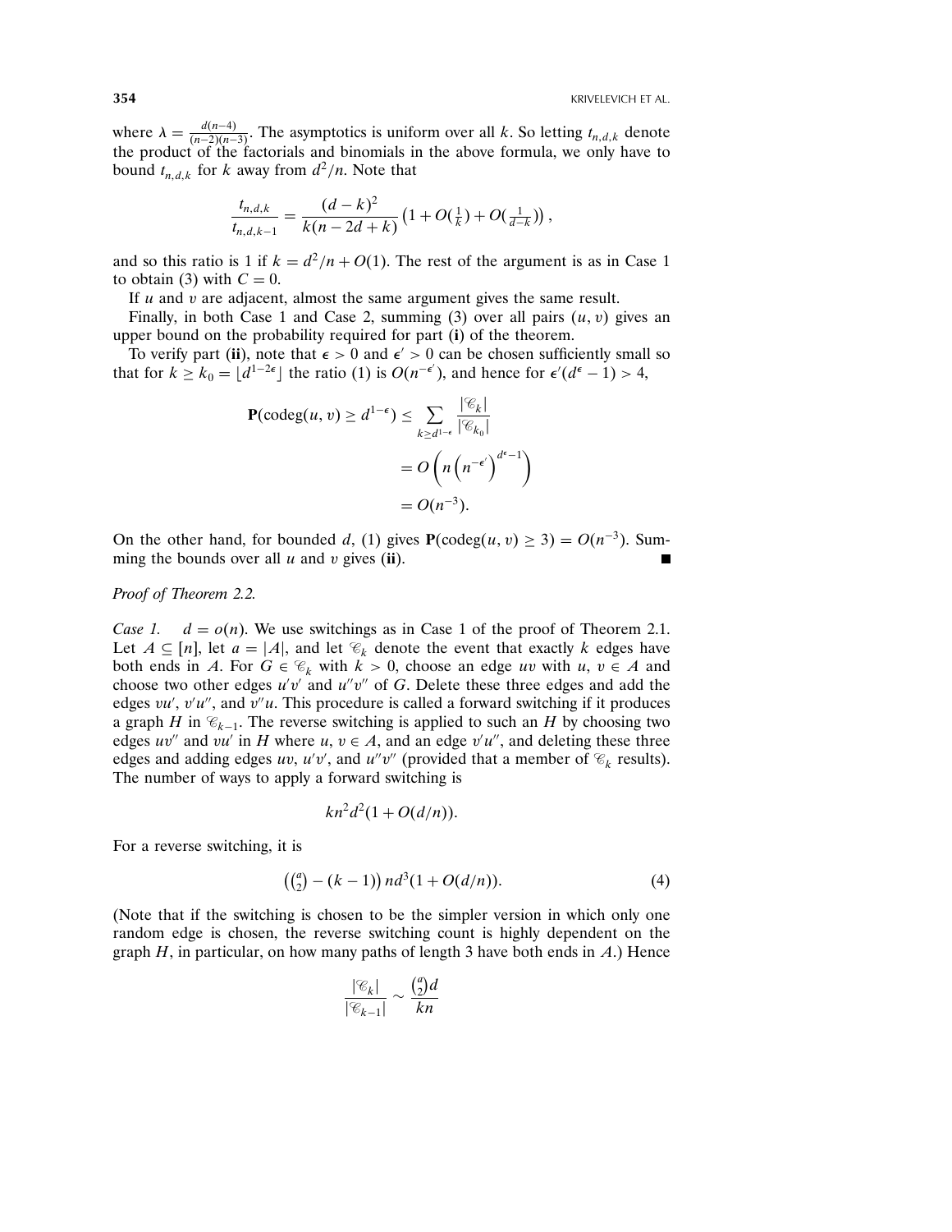where $\lambda = \frac{d(n-4)}{(n-2)(n-3)}$. The asymptotics is uniform over all $k$. So letting $t_{n,d,k}$ denote the product of the factorials and binomials in the above formula, we only have to bound $t_{n,d,k}$ for $k$ away from $d^2/n$. Note that

$$\frac{t_{n,d,k}}{t_{n,d,k-1}} = \frac{(d-k)^2}{k(n-2d+k)}\left(1 + O(\tfrac{1}{k}) + O(\tfrac{1}{d-k})\right),$$

and so this ratio is 1 if $k = d^2/n + O(1)$. The rest of the argument is as in Case 1 to obtain (3) with $C = 0$.

If $u$ and $v$ are adjacent, almost the same argument gives the same result.

Finally, in both Case 1 and Case 2, summing (3) over all pairs $(u, v)$ gives an upper bound on the probability required for part (**i**) of the theorem.

To verify part (**ii**), note that $\epsilon > 0$ and $\epsilon' > 0$ can be chosen sufficiently small so that for $k \geq k_0 = \lfloor d^{1-2\epsilon} \rfloor$ the ratio (1) is $O(n^{-\epsilon'})$, and hence for $\epsilon'(d^{\epsilon} - 1) > 4$,

$$\begin{aligned}
\mathbf{P}(\text{codeg}(u, v) \geq d^{1-\epsilon}) &\leq \sum_{k \geq d^{1-\epsilon}} \frac{|\mathcal{C}_k|}{|\mathcal{C}_{k_0}|} \\
&= O\left(n\left(n^{-\epsilon'}\right)^{d^{\epsilon}-1}\right) \\
&= O(n^{-3}).
\end{aligned}$$

On the other hand, for bounded $d$, (1) gives $\mathbf{P}(\text{codeg}(u, v) \geq 3) = O(n^{-3})$. Summing the bounds over all $u$ and $v$ gives (**ii**). ∎

*Proof of Theorem 2.2.*

*Case 1.* $d = o(n)$. We use switchings as in Case 1 of the proof of Theorem 2.1. Let $A \subseteq [n]$, let $a = |A|$, and let $\mathcal{C}_k$ denote the event that exactly $k$ edges have both ends in $A$. For $G \in \mathcal{C}_k$ with $k > 0$, choose an edge $uv$ with $u, v \in A$ and choose two other edges $u'v'$ and $u''v''$ of $G$. Delete these three edges and add the edges $vu'$, $v'u''$, and $v''u$. This procedure is called a forward switching if it produces a graph $H$ in $\mathcal{C}_{k-1}$. The reverse switching is applied to such an $H$ by choosing two edges $uv''$ and $vu'$ in $H$ where $u, v \in A$, and an edge $v'u''$, and deleting these three edges and adding edges $uv$, $u'v'$, and $u''v''$ (provided that a member of $\mathcal{C}_k$ results). The number of ways to apply a forward switching is

$$kn^2d^2(1 + O(d/n)).$$

For a reverse switching, it is

$$\left(\tbinom{a}{2} - (k-1)\right)nd^3(1 + O(d/n)). \tag{4}$$

(Note that if the switching is chosen to be the simpler version in which only one random edge is chosen, the reverse switching count is highly dependent on the graph $H$, in particular, on how many paths of length 3 have both ends in $A$.) Hence

$$\frac{|\mathcal{C}_k|}{|\mathcal{C}_{k-1}|} \sim \frac{\binom{a}{2}d}{kn}$$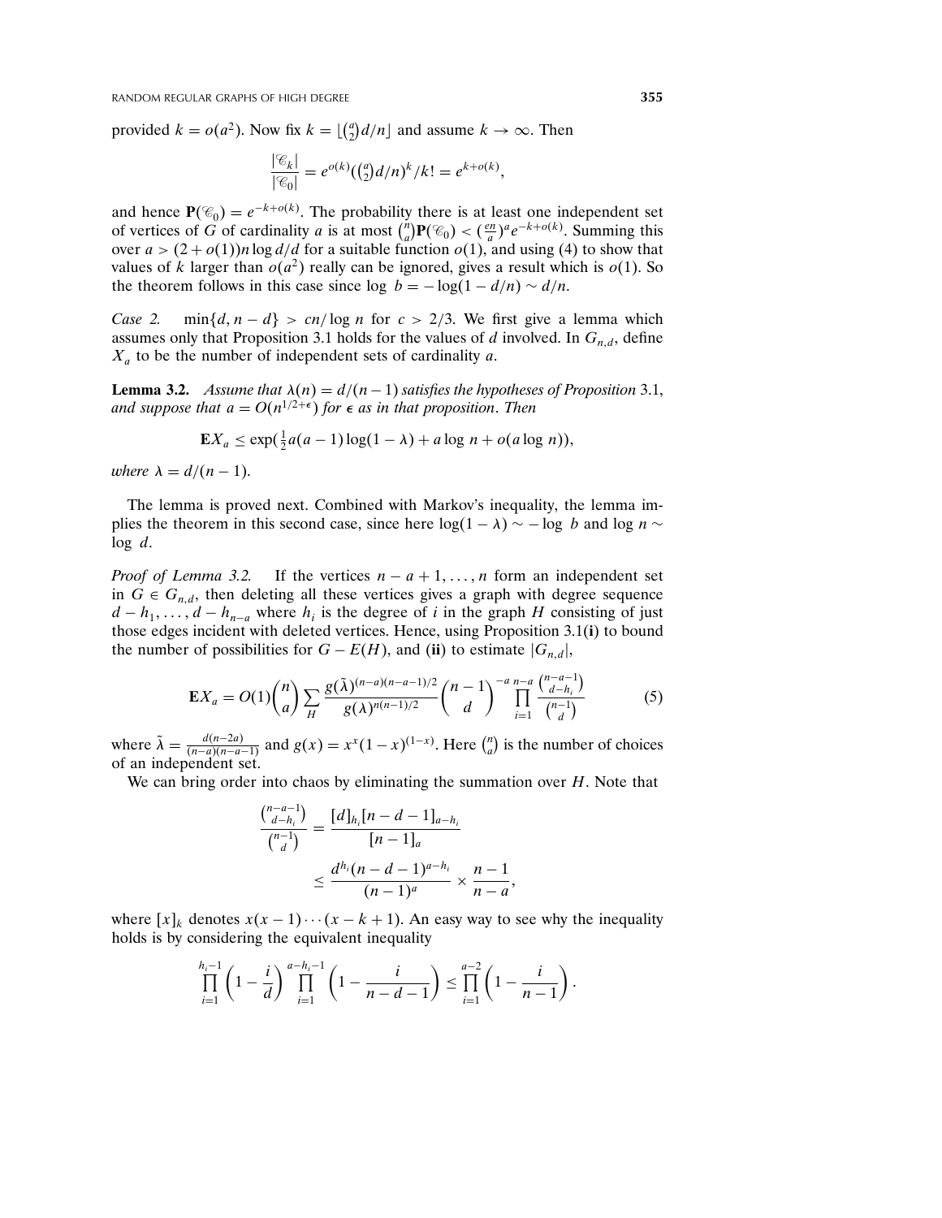provided $k = o(a^2)$. Now fix $k = \lfloor \binom{a}{2} d/n \rfloor$ and assume $k \to \infty$. Then

$$\frac{|\mathscr{C}_k|}{|\mathscr{C}_0|} = e^{o(k)}(\tbinom{a}{2}d/n)^k/k! = e^{k+o(k)},$$

and hence $\mathbf{P}(\mathscr{C}_0) = e^{-k+o(k)}$. The probability there is at least one independent set of vertices of $G$ of cardinality $a$ is at most $\binom{n}{a}\mathbf{P}(\mathscr{C}_0) < (\frac{en}{a})^a e^{-k+o(k)}$. Summing this over $a > (2+o(1))n \log d/d$ for a suitable function $o(1)$, and using (4) to show that values of $k$ larger than $o(a^2)$ really can be ignored, gives a result which is $o(1)$. So the theorem follows in this case since $\log\ b = -\log(1-d/n) \sim d/n$.

*Case* 2. $\min\{d, n-d\} > cn/\log n$ for $c > 2/3$. We first give a lemma which assumes only that Proposition 3.1 holds for the values of $d$ involved. In $G_{n,d}$, define $X_a$ to be the number of independent sets of cardinality $a$.

**Lemma 3.2.** *Assume that $\lambda(n) = d/(n-1)$ satisfies the hypotheses of Proposition* 3.1, *and suppose that $a = O(n^{1/2+\epsilon})$ for $\epsilon$ as in that proposition. Then*

$$\mathbf{E}X_a \le \exp(\tfrac{1}{2}a(a-1)\log(1-\lambda) + a\log n + o(a\log n)),$$

*where $\lambda = d/(n-1)$.*

The lemma is proved next. Combined with Markov's inequality, the lemma implies the theorem in this second case, since here $\log(1-\lambda) \sim -\log\ b$ and $\log n \sim \log\ d$.

*Proof of Lemma* 3.2. If the vertices $n-a+1, \dots, n$ form an independent set in $G \in G_{n,d}$, then deleting all these vertices gives a graph with degree sequence $d-h_1, \dots, d-h_{n-a}$ where $h_i$ is the degree of $i$ in the graph $H$ consisting of just those edges incident with deleted vertices. Hence, using Proposition 3.1(**i**) to bound the number of possibilities for $G - E(H)$, and (**ii**) to estimate $|G_{n,d}|$,

$$\mathbf{E}X_a = O(1)\binom{n}{a}\sum_H \frac{g(\tilde{\lambda})^{(n-a)(n-a-1)/2}}{g(\lambda)^{n(n-1)/2}}\binom{n-1}{d}^{-a}\prod_{i=1}^{n-a}\frac{\binom{n-a-1}{d-h_i}}{\binom{n-1}{d}} \tag{5}$$

where $\tilde{\lambda} = \frac{d(n-2a)}{(n-a)(n-a-1)}$ and $g(x) = x^x(1-x)^{(1-x)}$. Here $\binom{n}{a}$ is the number of choices of an independent set.

We can bring order into chaos by eliminating the summation over $H$. Note that

$$\begin{aligned}\frac{\binom{n-a-1}{d-h_i}}{\binom{n-1}{d}} &= \frac{[d]_{h_i}[n-d-1]_{a-h_i}}{[n-1]_a}\\ &\le \frac{d^{h_i}(n-d-1)^{a-h_i}}{(n-1)^a} \times \frac{n-1}{n-a},\end{aligned}$$

where $[x]_k$ denotes $x(x-1)\cdots(x-k+1)$. An easy way to see why the inequality holds is by considering the equivalent inequality

$$\prod_{i=1}^{h_i-1}\left(1-\frac{i}{d}\right)\prod_{i=1}^{a-h_i-1}\left(1-\frac{i}{n-d-1}\right) \le \prod_{i=1}^{a-2}\left(1-\frac{i}{n-1}\right).$$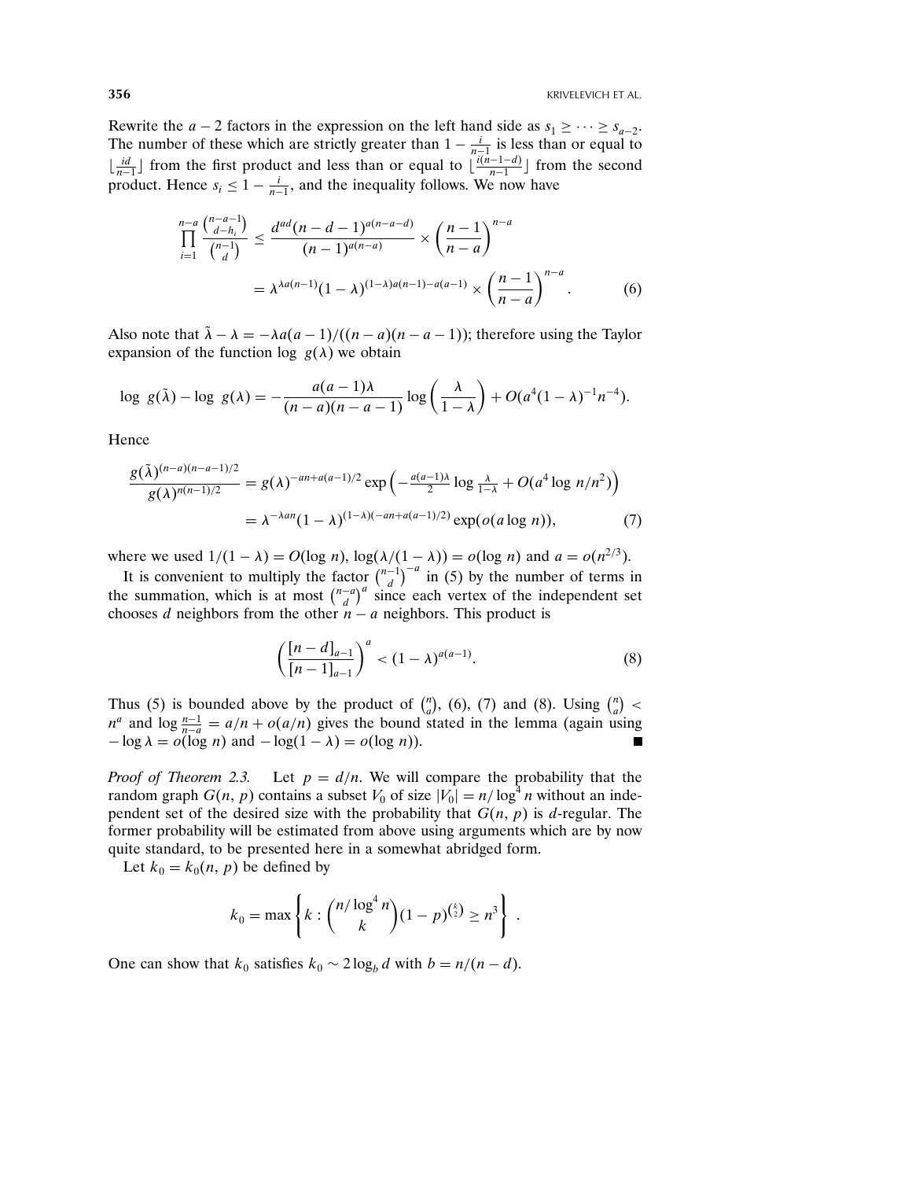Rewrite the $a-2$ factors in the expression on the left hand side as $s_1 \geq \cdots \geq s_{a-2}$. The number of these which are strictly greater than $1 - \frac{i}{n-1}$ is less than or equal to $\lfloor \frac{id}{n-1} \rfloor$ from the first product and less than or equal to $\lfloor \frac{i(n-1-d)}{n-1} \rfloor$ from the second product. Hence $s_i \leq 1 - \frac{i}{n-1}$, and the inequality follows. We now have

$$\prod_{i=1}^{n-a} \frac{\binom{n-a-1}{d-h_i}}{\binom{n-1}{d}} \leq \frac{d^{ad}(n-d-1)^{a(n-a-d)}}{(n-1)^{a(n-a)}} \times \left(\frac{n-1}{n-a}\right)^{n-a}$$
$$= \lambda^{\lambda a(n-1)}(1-\lambda)^{(1-\lambda)a(n-1)-a(a-1)} \times \left(\frac{n-1}{n-a}\right)^{n-a}. \tag{6}$$

Also note that $\tilde{\lambda} - \lambda = -\lambda a(a-1)/((n-a)(n-a-1))$; therefore using the Taylor expansion of the function $\log\ g(\lambda)$ we obtain

$$\log\ g(\tilde{\lambda}) - \log\ g(\lambda) = -\frac{a(a-1)\lambda}{(n-a)(n-a-1)} \log\left(\frac{\lambda}{1-\lambda}\right) + O(a^4(1-\lambda)^{-1}n^{-4}).$$

Hence

$$\frac{g(\tilde{\lambda})^{(n-a)(n-a-1)/2}}{g(\lambda)^{n(n-1)/2}} = g(\lambda)^{-an+a(a-1)/2} \exp\left(-\tfrac{a(a-1)\lambda}{2} \log \tfrac{\lambda}{1-\lambda} + O(a^4 \log n/n^2)\right)$$
$$= \lambda^{-\lambda an}(1-\lambda)^{(1-\lambda)(-an+a(a-1)/2)} \exp(o(a \log n)), \tag{7}$$

where we used $1/(1-\lambda) = O(\log n)$, $\log(\lambda/(1-\lambda)) = o(\log n)$ and $a = o(n^{2/3})$.

It is convenient to multiply the factor $\binom{n-1}{d}^{-a}$ in (5) by the number of terms in the summation, which is at most $\binom{n-a}{d}^a$ since each vertex of the independent set chooses $d$ neighbors from the other $n-a$ neighbors. This product is

$$\left(\frac{[n-d]_{a-1}}{[n-1]_{a-1}}\right)^a < (1-\lambda)^{a(a-1)}. \tag{8}$$

Thus (5) is bounded above by the product of $\binom{n}{a}$, (6), (7) and (8). Using $\binom{n}{a} < n^a$ and $\log \frac{n-1}{n-a} = a/n + o(a/n)$ gives the bound stated in the lemma (again using $-\log \lambda = o(\log n)$ and $-\log(1-\lambda) = o(\log n)$). ∎

*Proof of Theorem 2.3.* Let $p = d/n$. We will compare the probability that the random graph $G(n, p)$ contains a subset $V_0$ of size $|V_0| = n/\log^4 n$ without an independent set of the desired size with the probability that $G(n, p)$ is $d$-regular. The former probability will be estimated from above using arguments which are by now quite standard, to be presented here in a somewhat abridged form.

Let $k_0 = k_0(n, p)$ be defined by

$$k_0 = \max\left\{k : \binom{n/\log^4 n}{k}(1-p)^{\binom{k}{2}} \geq n^3\right\}.$$

One can show that $k_0$ satisfies $k_0 \sim 2 \log_b d$ with $b = n/(n-d)$.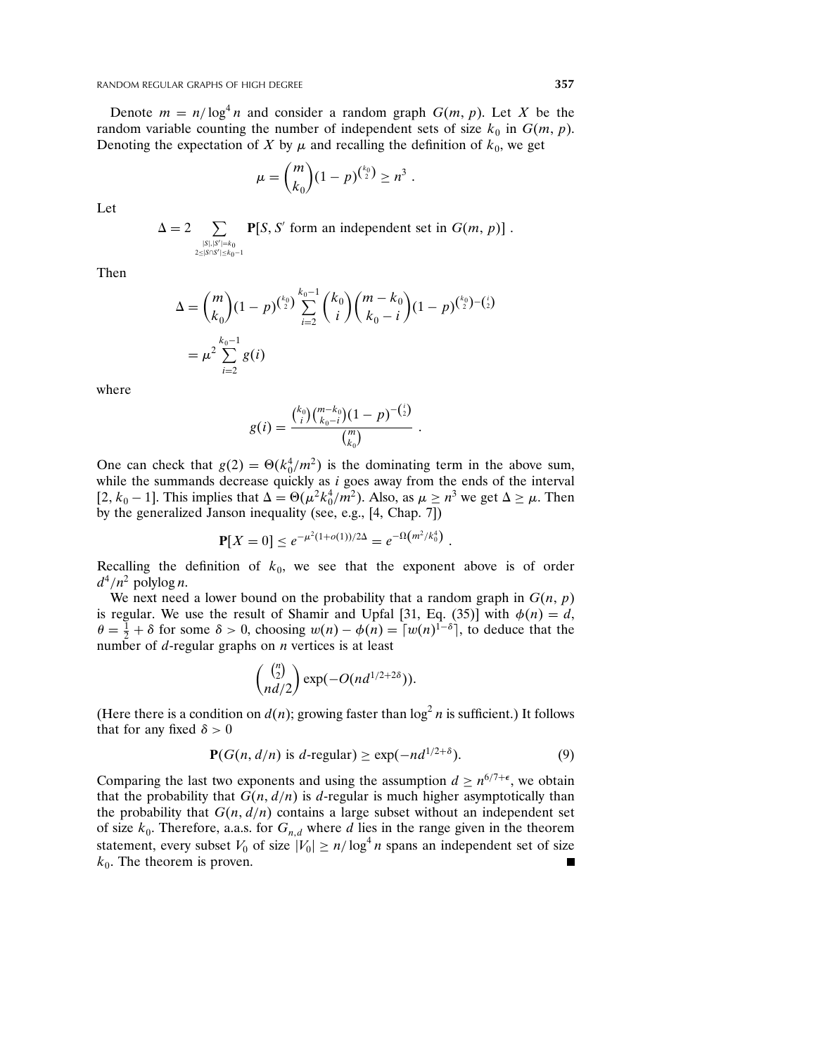Denote $m = n/\log^4 n$ and consider a random graph $G(m, p)$. Let $X$ be the random variable counting the number of independent sets of size $k_0$ in $G(m, p)$. Denoting the expectation of $X$ by $\mu$ and recalling the definition of $k_0$, we get

$$\mu = \binom{m}{k_0}(1-p)^{\binom{k_0}{2}} \geq n^3 .$$

Let

$$\Delta = 2 \sum_{\substack{|S|,|S'|=k_0 \\ 2\leq |S\cap S'| \leq k_0 - 1}} \mathbf{P}[S, S' \text{ form an independent set in } G(m, p)] .$$

Then

$$\begin{aligned}
\Delta &= \binom{m}{k_0}(1-p)^{\binom{k_0}{2}} \sum_{i=2}^{k_0-1} \binom{k_0}{i}\binom{m-k_0}{k_0-i}(1-p)^{\binom{k_0}{2}-\binom{i}{2}} \\
&= \mu^2 \sum_{i=2}^{k_0-1} g(i)
\end{aligned}$$

where

$$g(i) = \frac{\binom{k_0}{i}\binom{m-k_0}{k_0-i}(1-p)^{-\binom{i}{2}}}{\binom{m}{k_0}} .$$

One can check that $g(2) = \Theta(k_0^4/m^2)$ is the dominating term in the above sum, while the summands decrease quickly as $i$ goes away from the ends of the interval $[2, k_0 - 1]$. This implies that $\Delta = \Theta(\mu^2 k_0^4/m^2)$. Also, as $\mu \geq n^3$ we get $\Delta \geq \mu$. Then by the generalized Janson inequality (see, e.g., [4, Chap. 7])

$$\mathbf{P}[X = 0] \leq e^{-\mu^2(1+o(1))/2\Delta} = e^{-\Omega\left(m^2/k_0^4\right)} .$$

Recalling the definition of $k_0$, we see that the exponent above is of order $d^4/n^2$ polylog $n$.

We next need a lower bound on the probability that a random graph in $G(n, p)$ is regular. We use the result of Shamir and Upfal [31, Eq. (35)] with $\phi(n) = d$, $\theta = \frac{1}{2} + \delta$ for some $\delta > 0$, choosing $w(n) - \phi(n) = \lceil w(n)^{1-\delta} \rceil$, to deduce that the number of $d$-regular graphs on $n$ vertices is at least

$$\binom{\binom{n}{2}}{nd/2} \exp(-O(nd^{1/2+2\delta})).$$

(Here there is a condition on $d(n)$; growing faster than $\log^2 n$ is sufficient.) It follows that for any fixed $\delta > 0$

$$\mathbf{P}(G(n, d/n) \text{ is } d\text{-regular}) \geq \exp(-nd^{1/2+\delta}). \tag{9}$$

Comparing the last two exponents and using the assumption $d \geq n^{6/7+\epsilon}$, we obtain that the probability that $G(n, d/n)$ is $d$-regular is much higher asymptotically than the probability that $G(n, d/n)$ contains a large subset without an independent set of size $k_0$. Therefore, a.a.s. for $G_{n,d}$ where $d$ lies in the range given in the theorem statement, every subset $V_0$ of size $|V_0| \geq n/\log^4 n$ spans an independent set of size $k_0$. The theorem is proven. ■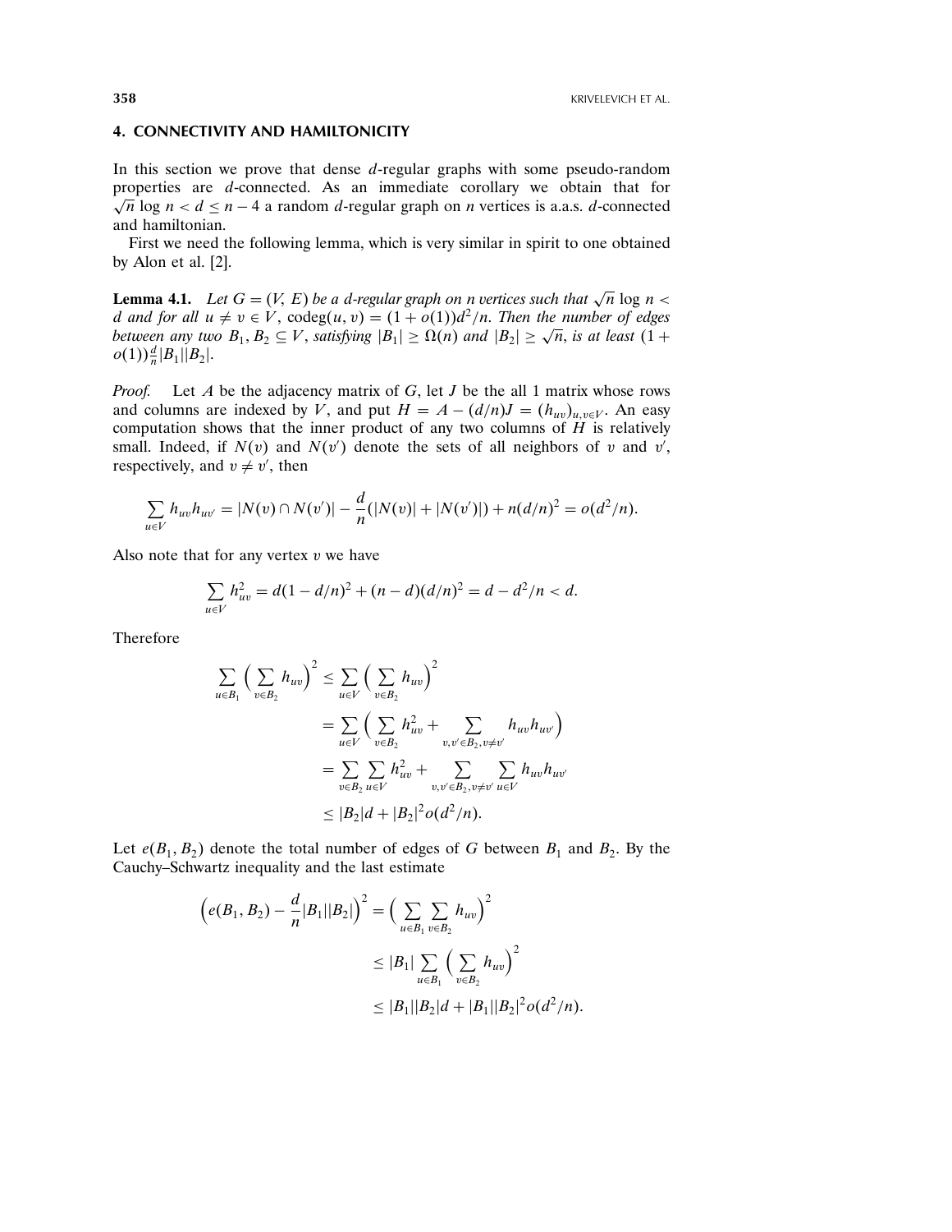## 4. CONNECTIVITY AND HAMILTONICITY

In this section we prove that dense $d$-regular graphs with some pseudo-random properties are $d$-connected. As an immediate corollary we obtain that for $\sqrt{n}\log n < d \le n-4$ a random $d$-regular graph on $n$ vertices is a.a.s. $d$-connected and hamiltonian.

First we need the following lemma, which is very similar in spirit to one obtained by Alon et al. [2].

**Lemma 4.1.** *Let $G = (V, E)$ be a $d$-regular graph on $n$ vertices such that $\sqrt{n}\log n < d$ and for all $u \ne v \in V$, $\text{codeg}(u, v) = (1 + o(1))d^2/n$. Then the number of edges between any two $B_1, B_2 \subseteq V$, satisfying $|B_1| \ge \Omega(n)$ and $|B_2| \ge \sqrt{n}$, is at least $(1 + o(1))\frac{d}{n}|B_1||B_2|$.*

*Proof.* Let $A$ be the adjacency matrix of $G$, let $J$ be the all 1 matrix whose rows and columns are indexed by $V$, and put $H = A - (d/n)J = (h_{uv})_{u,v\in V}$. An easy computation shows that the inner product of any two columns of $H$ is relatively small. Indeed, if $N(v)$ and $N(v')$ denote the sets of all neighbors of $v$ and $v'$, respectively, and $v \ne v'$, then

$$\sum_{u\in V} h_{uv}h_{uv'} = |N(v)\cap N(v')| - \frac{d}{n}(|N(v)| + |N(v')|) + n(d/n)^2 = o(d^2/n).$$

Also note that for any vertex $v$ we have

$$\sum_{u\in V} h_{uv}^2 = d(1 - d/n)^2 + (n-d)(d/n)^2 = d - d^2/n < d.$$

Therefore

$$\begin{aligned}
\sum_{u\in B_1}\Big(\sum_{v\in B_2} h_{uv}\Big)^2 &\le \sum_{u\in V}\Big(\sum_{v\in B_2} h_{uv}\Big)^2 \\
&= \sum_{u\in V}\Big(\sum_{v\in B_2} h_{uv}^2 + \sum_{v,v'\in B_2, v\ne v'} h_{uv}h_{uv'}\Big) \\
&= \sum_{v\in B_2}\sum_{u\in V} h_{uv}^2 + \sum_{v,v'\in B_2, v\ne v'}\sum_{u\in V} h_{uv}h_{uv'} \\
&\le |B_2|d + |B_2|^2 o(d^2/n).
\end{aligned}$$

Let $e(B_1, B_2)$ denote the total number of edges of $G$ between $B_1$ and $B_2$. By the Cauchy–Schwartz inequality and the last estimate

$$\begin{aligned}
\Big(e(B_1, B_2) - \frac{d}{n}|B_1||B_2|\Big)^2 &= \Big(\sum_{u\in B_1}\sum_{v\in B_2} h_{uv}\Big)^2 \\
&\le |B_1|\sum_{u\in B_1}\Big(\sum_{v\in B_2} h_{uv}\Big)^2 \\
&\le |B_1||B_2|d + |B_1||B_2|^2 o(d^2/n).
\end{aligned}$$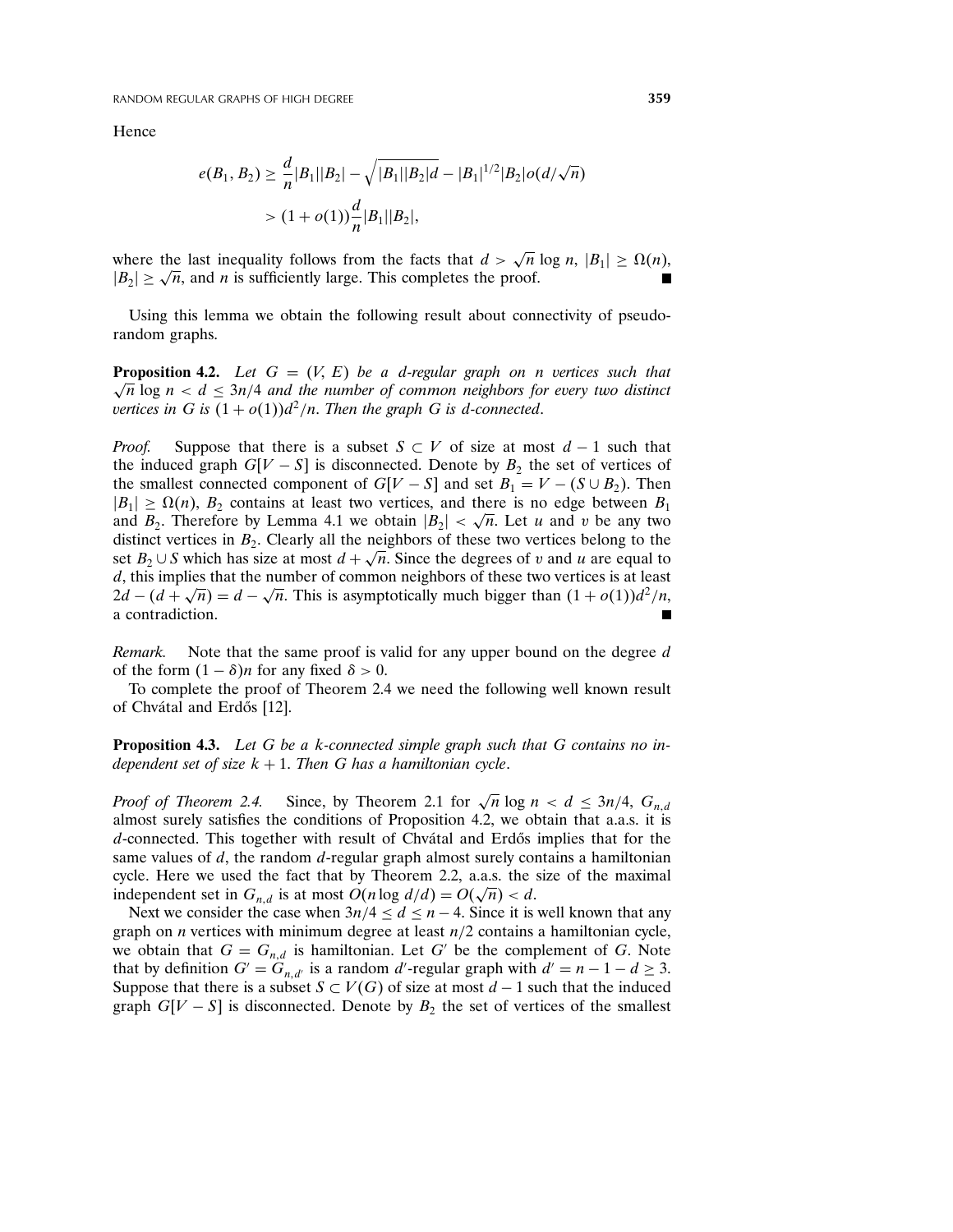Hence

$$
\begin{aligned}
e(B_1, B_2) &\geq \frac{d}{n}|B_1||B_2| - \sqrt{|B_1||B_2|d} - |B_1|^{1/2}|B_2|o(d/\sqrt{n}) \\
&> (1 + o(1))\frac{d}{n}|B_1||B_2|,
\end{aligned}
$$

where the last inequality follows from the facts that $d > \sqrt{n}\log n$, $|B_1| \geq \Omega(n)$, $|B_2| \geq \sqrt{n}$, and $n$ is sufficiently large. This completes the proof. ∎

Using this lemma we obtain the following result about connectivity of pseudo-random graphs.

**Proposition 4.2.** *Let $G = (V, E)$ be a $d$-regular graph on $n$ vertices such that $\sqrt{n}\log n < d \leq 3n/4$ and the number of common neighbors for every two distinct vertices in $G$ is $(1 + o(1))d^2/n$. Then the graph $G$ is $d$-connected.*

*Proof.* Suppose that there is a subset $S \subset V$ of size at most $d - 1$ such that the induced graph $G[V - S]$ is disconnected. Denote by $B_2$ the set of vertices of the smallest connected component of $G[V - S]$ and set $B_1 = V - (S \cup B_2)$. Then $|B_1| \geq \Omega(n)$, $B_2$ contains at least two vertices, and there is no edge between $B_1$ and $B_2$. Therefore by Lemma 4.1 we obtain $|B_2| < \sqrt{n}$. Let $u$ and $v$ be any two distinct vertices in $B_2$. Clearly all the neighbors of these two vertices belong to the set $B_2 \cup S$ which has size at most $d + \sqrt{n}$. Since the degrees of $v$ and $u$ are equal to $d$, this implies that the number of common neighbors of these two vertices is at least $2d - (d + \sqrt{n}) = d - \sqrt{n}$. This is asymptotically much bigger than $(1 + o(1))d^2/n$, a contradiction. ∎

*Remark.* Note that the same proof is valid for any upper bound on the degree $d$ of the form $(1 - \delta)n$ for any fixed $\delta > 0$.

To complete the proof of Theorem 2.4 we need the following well known result of Chvátal and Erdős [12].

**Proposition 4.3.** *Let $G$ be a $k$-connected simple graph such that $G$ contains no independent set of size $k + 1$. Then $G$ has a hamiltonian cycle.*

*Proof of Theorem 2.4.* Since, by Theorem 2.1 for $\sqrt{n}\log n < d \leq 3n/4$, $G_{n,d}$ almost surely satisfies the conditions of Proposition 4.2, we obtain that a.a.s. it is $d$-connected. This together with result of Chvátal and Erdős implies that for the same values of $d$, the random $d$-regular graph almost surely contains a hamiltonian cycle. Here we used the fact that by Theorem 2.2, a.a.s. the size of the maximal independent set in $G_{n,d}$ is at most $O(n\log d/d) = O(\sqrt{n}) < d$.

Next we consider the case when $3n/4 \leq d \leq n - 4$. Since it is well known that any graph on $n$ vertices with minimum degree at least $n/2$ contains a hamiltonian cycle, we obtain that $G = G_{n,d}$ is hamiltonian. Let $G'$ be the complement of $G$. Note that by definition $G' = G_{n,d'}$ is a random $d'$-regular graph with $d' = n - 1 - d \geq 3$. Suppose that there is a subset $S \subset V(G)$ of size at most $d - 1$ such that the induced graph $G[V - S]$ is disconnected. Denote by $B_2$ the set of vertices of the smallest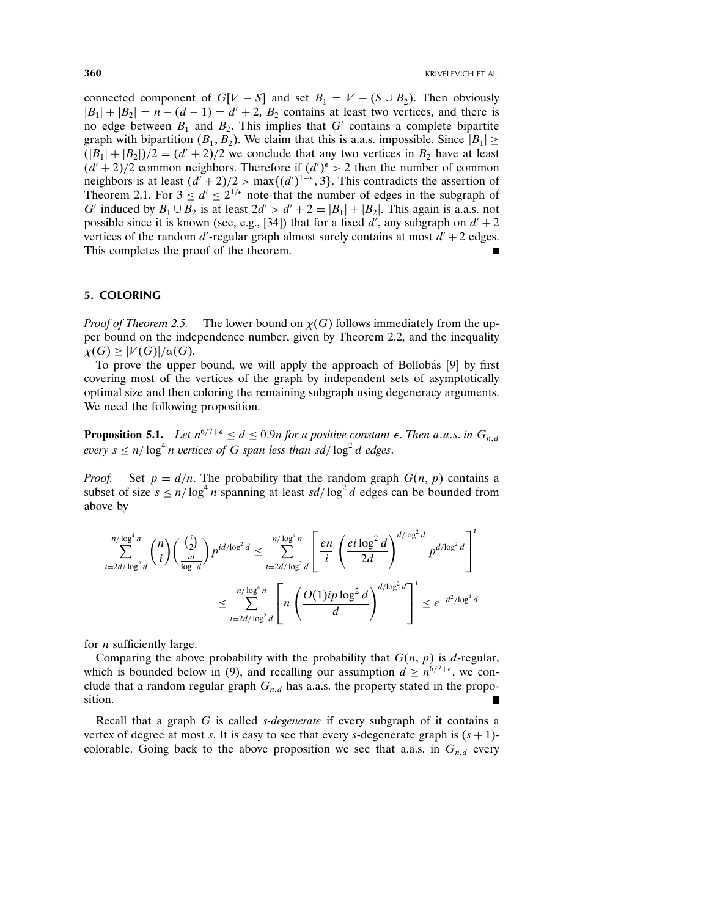connected component of $G[V - S]$ and set $B_1 = V - (S \cup B_2)$. Then obviously $|B_1| + |B_2| = n - (d - 1) = d' + 2$, $B_2$ contains at least two vertices, and there is no edge between $B_1$ and $B_2$. This implies that $G'$ contains a complete bipartite graph with bipartition $(B_1, B_2)$. We claim that this is a.a.s. impossible. Since $|B_1| \geq (|B_1| + |B_2|)/2 = (d' + 2)/2$ we conclude that any two vertices in $B_2$ have at least $(d' + 2)/2$ common neighbors. Therefore if $(d')^{\epsilon} > 2$ then the number of common neighbors is at least $(d' + 2)/2 > \max\{(d')^{1-\epsilon}, 3\}$. This contradicts the assertion of Theorem 2.1. For $3 \leq d' \leq 2^{1/\epsilon}$ note that the number of edges in the subgraph of $G'$ induced by $B_1 \cup B_2$ is at least $2d' > d' + 2 = |B_1| + |B_2|$. This again is a.a.s. not possible since it is known (see, e.g., [34]) that for a fixed $d'$, any subgraph on $d' + 2$ vertices of the random $d'$-regular graph almost surely contains at most $d' + 2$ edges. This completes the proof of the theorem. ■

## 5. COLORING

*Proof of Theorem 2.5.* The lower bound on $\chi(G)$ follows immediately from the upper bound on the independence number, given by Theorem 2.2, and the inequality $\chi(G) \geq |V(G)|/\alpha(G)$.

To prove the upper bound, we will apply the approach of Bollobás [9] by first covering most of the vertices of the graph by independent sets of asymptotically optimal size and then coloring the remaining subgraph using degeneracy arguments. We need the following proposition.

**Proposition 5.1.** *Let $n^{6/7+\epsilon} \leq d \leq 0.9n$ for a positive constant $\epsilon$. Then a.a.s. in $G_{n,d}$ every $s \leq n/\log^4 n$ vertices of $G$ span less than $sd/\log^2 d$ edges.*

*Proof.* Set $p = d/n$. The probability that the random graph $G(n, p)$ contains a subset of size $s \leq n/\log^4 n$ spanning at least $sd/\log^2 d$ edges can be bounded from above by

$$\sum_{i=2d/\log^2 d}^{n/\log^4 n} \binom{n}{i} \binom{\binom{i}{2}}{\frac{id}{\log^2 d}} p^{id/\log^2 d} \leq \sum_{i=2d/\log^2 d}^{n/\log^4 n} \left[ \frac{en}{i} \left( \frac{ei \log^2 d}{2d} \right)^{d/\log^2 d} p^{d/\log^2 d} \right]^i$$

$$\leq \sum_{i=2d/\log^2 d}^{n/\log^4 n} \left[ n \left( \frac{O(1) ip \log^2 d}{d} \right)^{d/\log^2 d} \right]^i \leq e^{-d^2/\log^4 d}$$

for $n$ sufficiently large.

Comparing the above probability with the probability that $G(n, p)$ is $d$-regular, which is bounded below in (9), and recalling our assumption $d \geq n^{6/7+\epsilon}$, we conclude that a random regular graph $G_{n,d}$ has a.a.s. the property stated in the proposition. ■

Recall that a graph $G$ is called *s-degenerate* if every subgraph of it contains a vertex of degree at most $s$. It is easy to see that every $s$-degenerate graph is $(s + 1)$-colorable. Going back to the above proposition we see that a.a.s. in $G_{n,d}$ every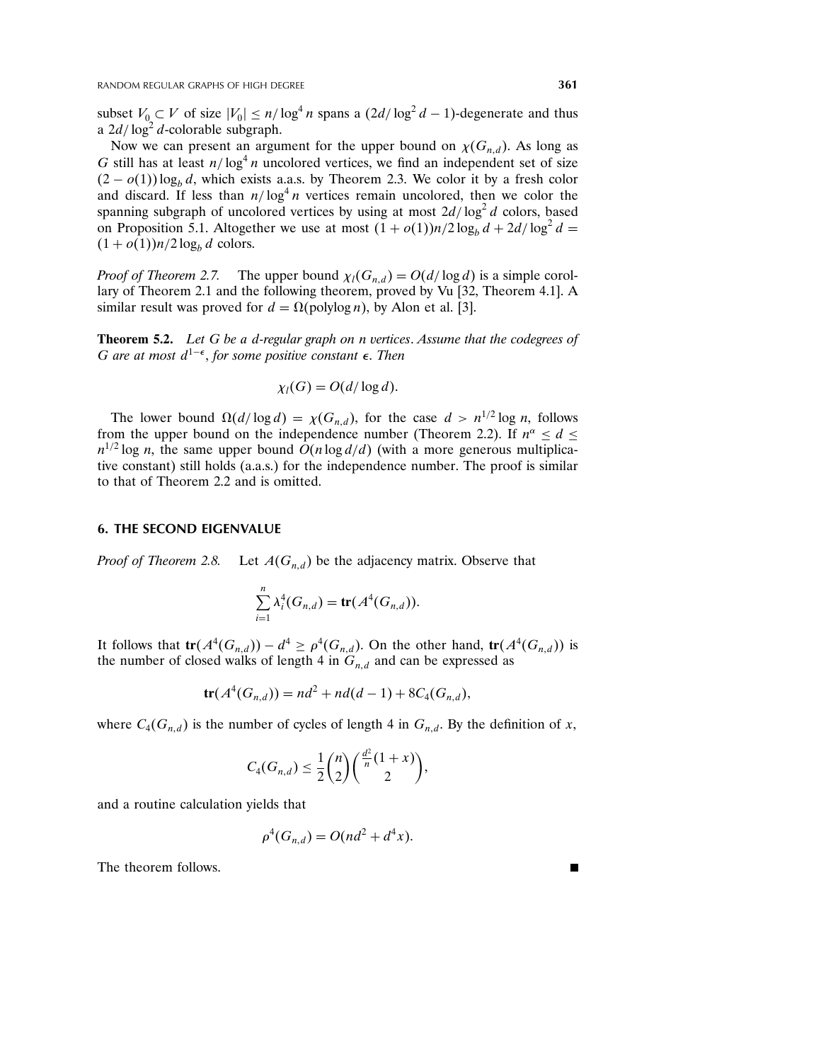subset $V_0 \subset V$ of size $|V_0| \leq n/\log^4 n$ spans a $(2d/\log^2 d - 1)$-degenerate and thus a $2d/\log^2 d$-colorable subgraph.

Now we can present an argument for the upper bound on $\chi(G_{n,d})$. As long as $G$ still has at least $n/\log^4 n$ uncolored vertices, we find an independent set of size $(2 - o(1))\log_b d$, which exists a.a.s. by Theorem 2.3. We color it by a fresh color and discard. If less than $n/\log^4 n$ vertices remain uncolored, then we color the spanning subgraph of uncolored vertices by using at most $2d/\log^2 d$ colors, based on Proposition 5.1. Altogether we use at most $(1 + o(1))n/2\log_b d + 2d/\log^2 d = (1 + o(1))n/2\log_b d$ colors.

*Proof of Theorem 2.7.* The upper bound $\chi_l(G_{n,d}) = O(d/\log d)$ is a simple corollary of Theorem 2.1 and the following theorem, proved by Vu [32, Theorem 4.1]. A similar result was proved for $d = \Omega(\text{polylog}\, n)$, by Alon et al. [3].

**Theorem 5.2.** *Let $G$ be a $d$-regular graph on $n$ vertices. Assume that the codegrees of $G$ are at most $d^{1-\epsilon}$, for some positive constant $\epsilon$. Then*

$$\chi_l(G) = O(d/\log d).$$

The lower bound $\Omega(d/\log d) = \chi(G_{n,d})$, for the case $d > n^{1/2}\log n$, follows from the upper bound on the independence number (Theorem 2.2). If $n^{\alpha} \leq d \leq n^{1/2}\log n$, the same upper bound $O(n\log d/d)$ (with a more generous multiplicative constant) still holds (a.a.s.) for the independence number. The proof is similar to that of Theorem 2.2 and is omitted.

## 6. THE SECOND EIGENVALUE

*Proof of Theorem 2.8.* Let $A(G_{n,d})$ be the adjacency matrix. Observe that

$$\sum_{i=1}^{n} \lambda_i^4(G_{n,d}) = \mathbf{tr}(A^4(G_{n,d})).$$

It follows that $\mathbf{tr}(A^4(G_{n,d})) - d^4 \geq \rho^4(G_{n,d})$. On the other hand, $\mathbf{tr}(A^4(G_{n,d}))$ is the number of closed walks of length 4 in $G_{n,d}$ and can be expressed as

$$\mathbf{tr}(A^4(G_{n,d})) = nd^2 + nd(d-1) + 8C_4(G_{n,d}),$$

where $C_4(G_{n,d})$ is the number of cycles of length 4 in $G_{n,d}$. By the definition of $x$,

$$C_4(G_{n,d}) \leq \frac{1}{2}\binom{n}{2}\binom{\frac{d^2}{n}(1+x)}{2},$$

and a routine calculation yields that

$$\rho^4(G_{n,d}) = O(nd^2 + d^4 x).$$

The theorem follows. ∎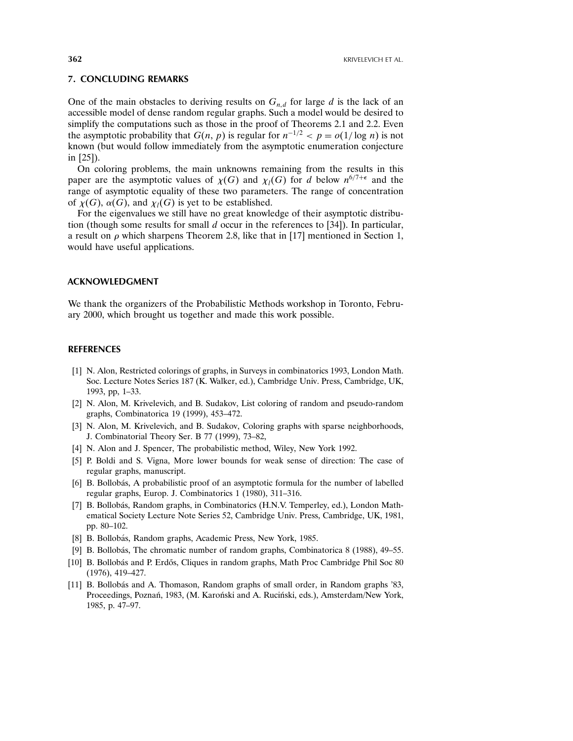## 7. CONCLUDING REMARKS

One of the main obstacles to deriving results on $G_{n,d}$ for large $d$ is the lack of an accessible model of dense random regular graphs. Such a model would be desired to simplify the computations such as those in the proof of Theorems 2.1 and 2.2. Even the asymptotic probability that $G(n, p)$ is regular for $n^{-1/2} < p = o(1/\log n)$ is not known (but would follow immediately from the asymptotic enumeration conjecture in [25]).

On coloring problems, the main unknowns remaining from the results in this paper are the asymptotic values of $\chi(G)$ and $\chi_l(G)$ for $d$ below $n^{6/7+\epsilon}$ and the range of asymptotic equality of these two parameters. The range of concentration of $\chi(G)$, $\alpha(G)$, and $\chi_l(G)$ is yet to be established.

For the eigenvalues we still have no great knowledge of their asymptotic distribution (though some results for small $d$ occur in the references to [34]). In particular, a result on $\rho$ which sharpens Theorem 2.8, like that in [17] mentioned in Section 1, would have useful applications.

## ACKNOWLEDGMENT

We thank the organizers of the Probabilistic Methods workshop in Toronto, February 2000, which brought us together and made this work possible.

## REFERENCES

[1] N. Alon, Restricted colorings of graphs, in Surveys in combinatorics 1993, London Math. Soc. Lecture Notes Series 187 (K. Walker, ed.), Cambridge Univ. Press, Cambridge, UK, 1993, pp, 1–33.

[2] N. Alon, M. Krivelevich, and B. Sudakov, List coloring of random and pseudo-random graphs, Combinatorica 19 (1999), 453–472.

[3] N. Alon, M. Krivelevich, and B. Sudakov, Coloring graphs with sparse neighborhoods, J. Combinatorial Theory Ser. B 77 (1999), 73–82,

[4] N. Alon and J. Spencer, The probabilistic method, Wiley, New York 1992.

[5] P. Boldi and S. Vigna, More lower bounds for weak sense of direction: The case of regular graphs, manuscript.

[6] B. Bollobás, A probabilistic proof of an asymptotic formula for the number of labelled regular graphs, Europ. J. Combinatorics 1 (1980), 311–316.

[7] B. Bollobás, Random graphs, in Combinatorics (H.N.V. Temperley, ed.), London Mathematical Society Lecture Note Series 52, Cambridge Univ. Press, Cambridge, UK, 1981, pp. 80–102.

[8] B. Bollobás, Random graphs, Academic Press, New York, 1985.

[9] B. Bollobás, The chromatic number of random graphs, Combinatorica 8 (1988), 49–55.

[10] B. Bollobás and P. Erdős, Cliques in random graphs, Math Proc Cambridge Phil Soc 80 (1976), 419–427.

[11] B. Bollobás and A. Thomason, Random graphs of small order, in Random graphs '83, Proceedings, Poznań, 1983, (M. Karoński and A. Ruciński, eds.), Amsterdam/New York, 1985, p. 47–97.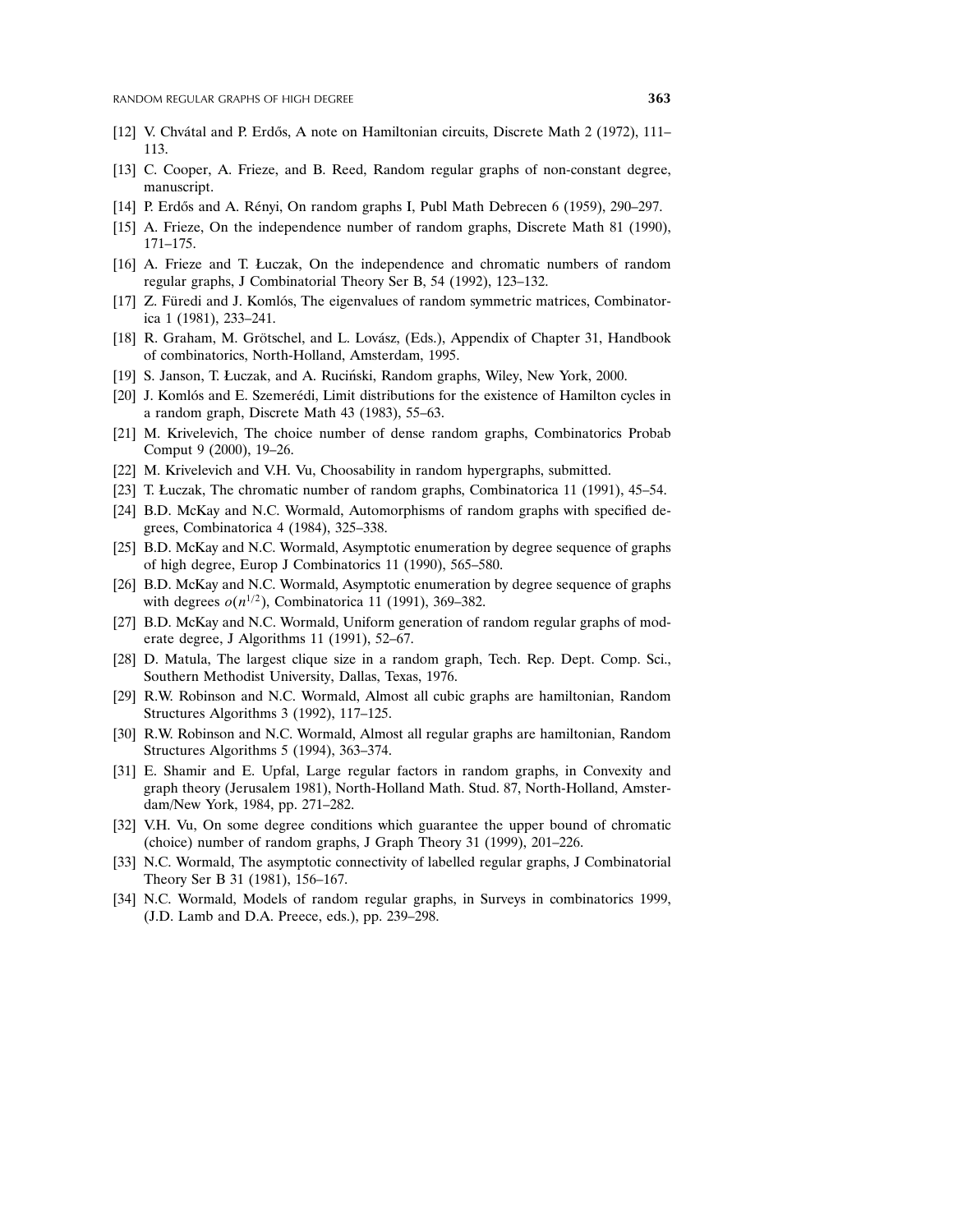[12] V. Chvátal and P. Erdős, A note on Hamiltonian circuits, Discrete Math 2 (1972), 111–113.

[13] C. Cooper, A. Frieze, and B. Reed, Random regular graphs of non-constant degree, manuscript.

[14] P. Erdős and A. Rényi, On random graphs I, Publ Math Debrecen 6 (1959), 290–297.

[15] A. Frieze, On the independence number of random graphs, Discrete Math 81 (1990), 171–175.

[16] A. Frieze and T. Łuczak, On the independence and chromatic numbers of random regular graphs, J Combinatorial Theory Ser B, 54 (1992), 123–132.

[17] Z. Füredi and J. Komlós, The eigenvalues of random symmetric matrices, Combinatorica 1 (1981), 233–241.

[18] R. Graham, M. Grötschel, and L. Lovász, (Eds.), Appendix of Chapter 31, Handbook of combinatorics, North-Holland, Amsterdam, 1995.

[19] S. Janson, T. Łuczak, and A. Ruciński, Random graphs, Wiley, New York, 2000.

[20] J. Komlós and E. Szemerédi, Limit distributions for the existence of Hamilton cycles in a random graph, Discrete Math 43 (1983), 55–63.

[21] M. Krivelevich, The choice number of dense random graphs, Combinatorics Probab Comput 9 (2000), 19–26.

[22] M. Krivelevich and V.H. Vu, Choosability in random hypergraphs, submitted.

[23] T. Łuczak, The chromatic number of random graphs, Combinatorica 11 (1991), 45–54.

[24] B.D. McKay and N.C. Wormald, Automorphisms of random graphs with specified degrees, Combinatorica 4 (1984), 325–338.

[25] B.D. McKay and N.C. Wormald, Asymptotic enumeration by degree sequence of graphs of high degree, Europ J Combinatorics 11 (1990), 565–580.

[26] B.D. McKay and N.C. Wormald, Asymptotic enumeration by degree sequence of graphs with degrees $o(n^{1/2})$, Combinatorica 11 (1991), 369–382.

[27] B.D. McKay and N.C. Wormald, Uniform generation of random regular graphs of moderate degree, J Algorithms 11 (1991), 52–67.

[28] D. Matula, The largest clique size in a random graph, Tech. Rep. Dept. Comp. Sci., Southern Methodist University, Dallas, Texas, 1976.

[29] R.W. Robinson and N.C. Wormald, Almost all cubic graphs are hamiltonian, Random Structures Algorithms 3 (1992), 117–125.

[30] R.W. Robinson and N.C. Wormald, Almost all regular graphs are hamiltonian, Random Structures Algorithms 5 (1994), 363–374.

[31] E. Shamir and E. Upfal, Large regular factors in random graphs, in Convexity and graph theory (Jerusalem 1981), North-Holland Math. Stud. 87, North-Holland, Amsterdam/New York, 1984, pp. 271–282.

[32] V.H. Vu, On some degree conditions which guarantee the upper bound of chromatic (choice) number of random graphs, J Graph Theory 31 (1999), 201–226.

[33] N.C. Wormald, The asymptotic connectivity of labelled regular graphs, J Combinatorial Theory Ser B 31 (1981), 156–167.

[34] N.C. Wormald, Models of random regular graphs, in Surveys in combinatorics 1999, (J.D. Lamb and D.A. Preece, eds.), pp. 239–298.